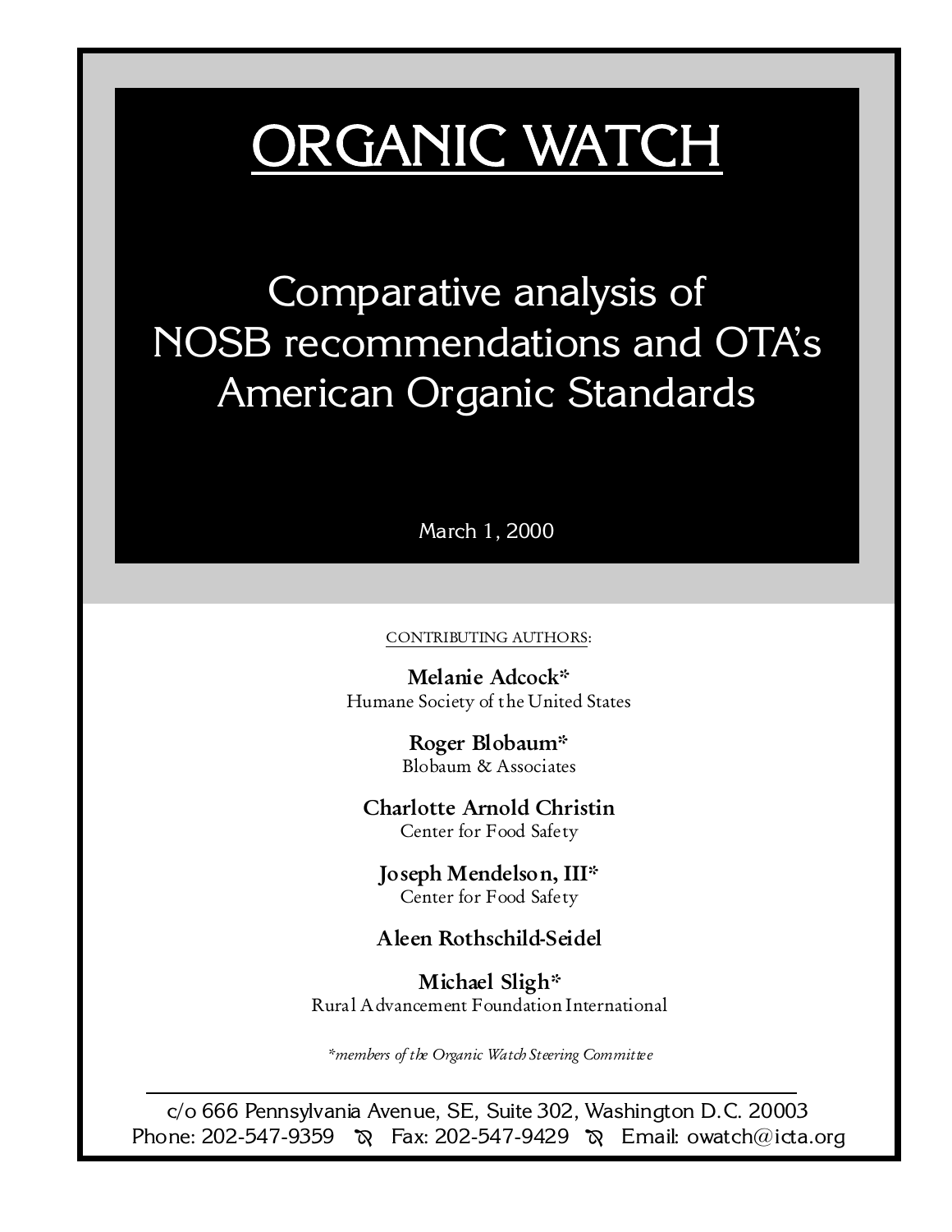# ORGANIC WATCH

## Comparative analysis of NOSB recommendations and OTA's American Organic Standards

March 1, 2000

CONTRIBUTING AUTHORS:

**Melanie Adcock***
Humane Society of the United States

**Roger Blobaum***
Blobaum & Associates

**Charlotte Arnold Christin**
Center for Food Safety

**Joseph Mendelson, III***
Center for Food Safety

**Aleen Rothschild-Seidel**

**Michael Sligh***
Rural Advancement Foundation International

*\*members of the Organic Watch Steering Committee*

---

c/o 666 Pennsylvania Avenue, SE, Suite 302, Washington D.C. 20003
Phone: 202-547-9359 Fax: 202-547-9429 Email: owatch@icta.org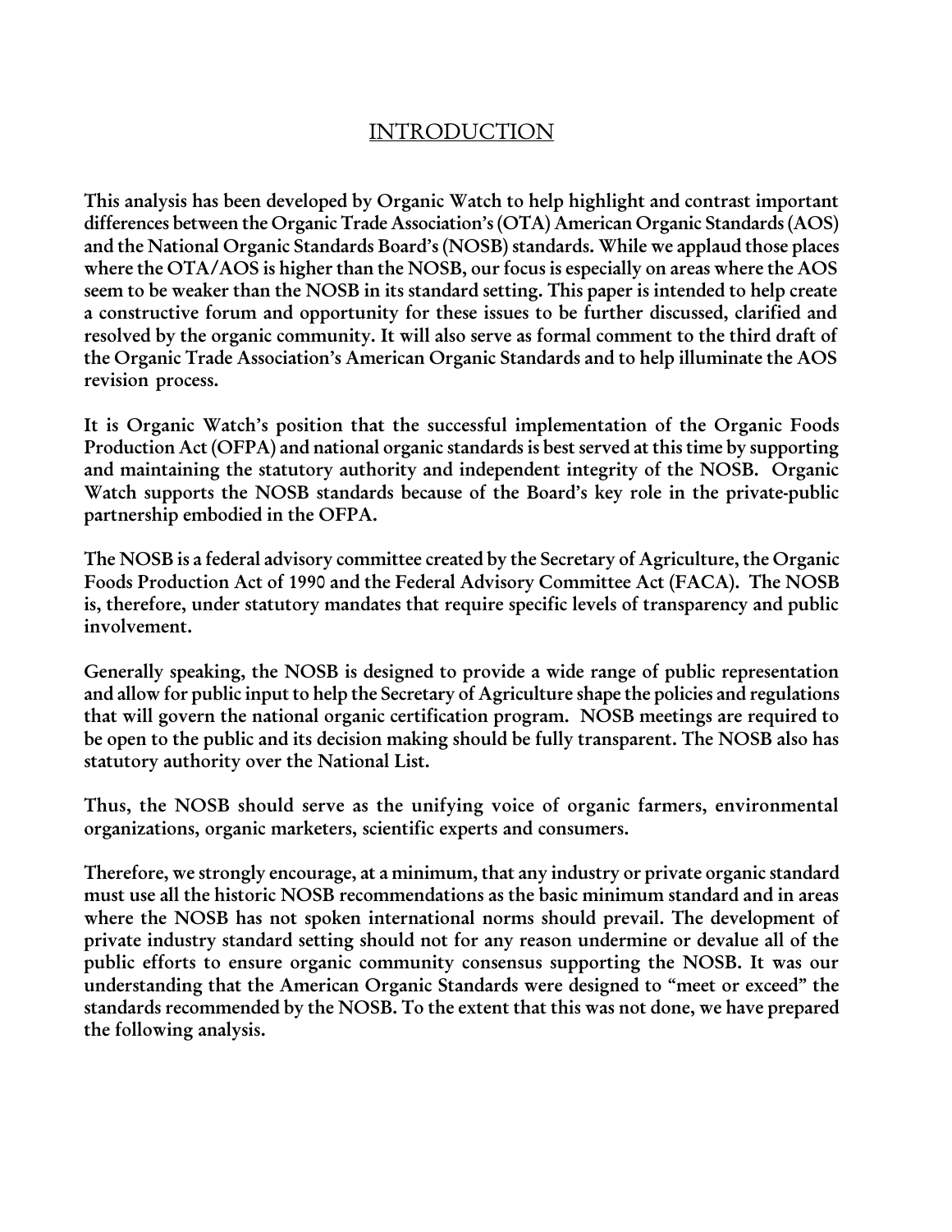# INTRODUCTION

**This analysis has been developed by Organic Watch to help highlight and contrast important differences between the Organic Trade Association's (OTA) American Organic Standards (AOS) and the National Organic Standards Board's (NOSB) standards. While we applaud those places where the OTA/AOS is higher than the NOSB, our focus is especially on areas where the AOS seem to be weaker than the NOSB in its standard setting. This paper is intended to help create a constructive forum and opportunity for these issues to be further discussed, clarified and resolved by the organic community. It will also serve as formal comment to the third draft of the Organic Trade Association's American Organic Standards and to help illuminate the AOS revision process.**

**It is Organic Watch's position that the successful implementation of the Organic Foods Production Act (OFPA) and national organic standards is best served at this time by supporting and maintaining the statutory authority and independent integrity of the NOSB. Organic Watch supports the NOSB standards because of the Board's key role in the private-public partnership embodied in the OFPA.**

**The NOSB is a federal advisory committee created by the Secretary of Agriculture, the Organic Foods Production Act of 1990 and the Federal Advisory Committee Act (FACA). The NOSB is, therefore, under statutory mandates that require specific levels of transparency and public involvement.**

**Generally speaking, the NOSB is designed to provide a wide range of public representation and allow for public input to help the Secretary of Agriculture shape the policies and regulations that will govern the national organic certification program. NOSB meetings are required to be open to the public and its decision making should be fully transparent. The NOSB also has statutory authority over the National List.**

**Thus, the NOSB should serve as the unifying voice of organic farmers, environmental organizations, organic marketers, scientific experts and consumers.**

**Therefore, we strongly encourage, at a minimum, that any industry or private organic standard must use all the historic NOSB recommendations as the basic minimum standard and in areas where the NOSB has not spoken international norms should prevail. The development of private industry standard setting should not for any reason undermine or devalue all of the public efforts to ensure organic community consensus supporting the NOSB. It was our understanding that the American Organic Standards were designed to "meet or exceed" the standards recommended by the NOSB. To the extent that this was not done, we have prepared the following analysis.**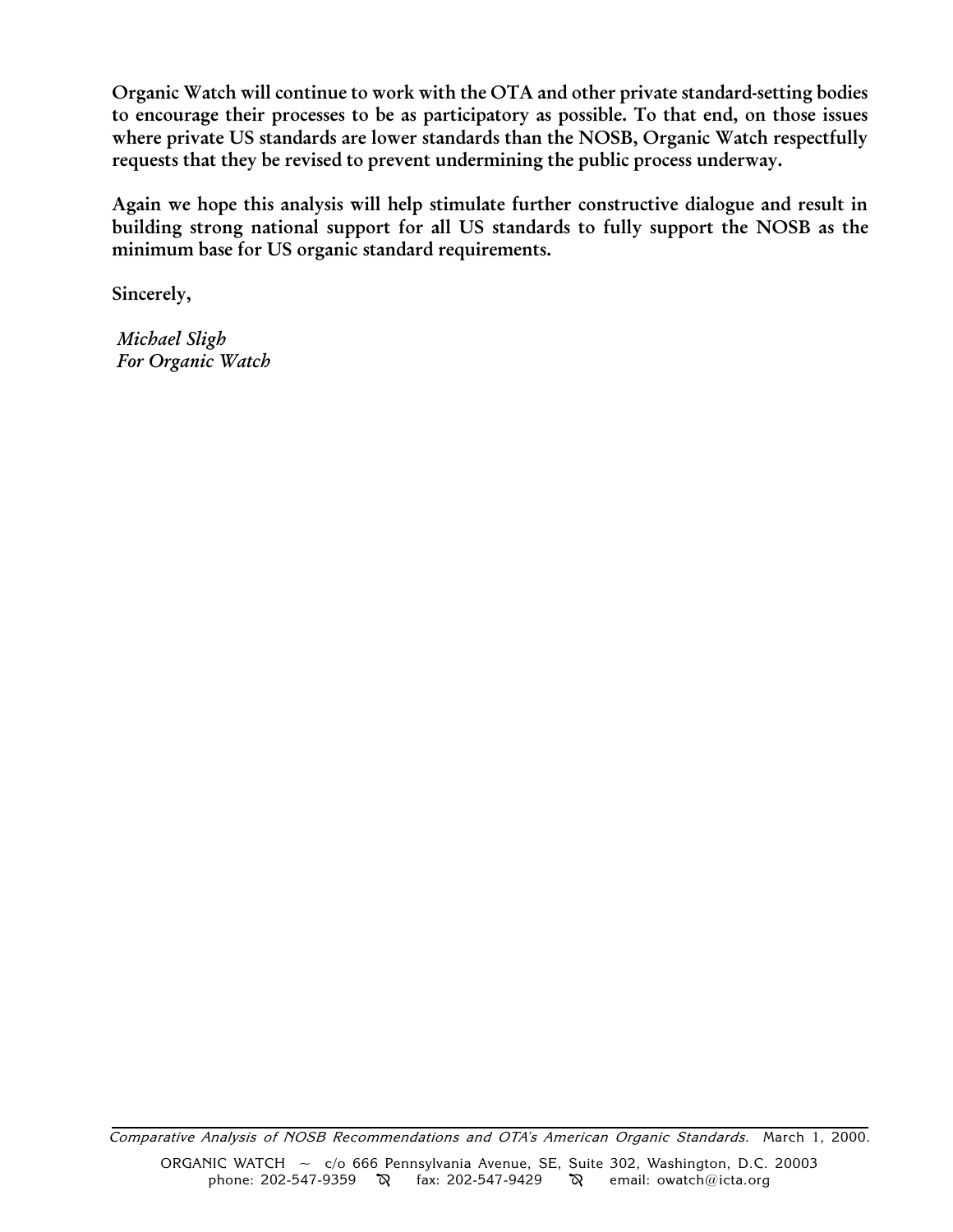**Organic Watch will continue to work with the OTA and other private standard-setting bodies to encourage their processes to be as participatory as possible. To that end, on those issues where private US standards are lower standards than the NOSB, Organic Watch respectfully requests that they be revised to prevent undermining the public process underway.**

**Again we hope this analysis will help stimulate further constructive dialogue and result in building strong national support for all US standards to fully support the NOSB as the minimum base for US organic standard requirements.**

**Sincerely,**

*Michael Sligh*
*For Organic Watch*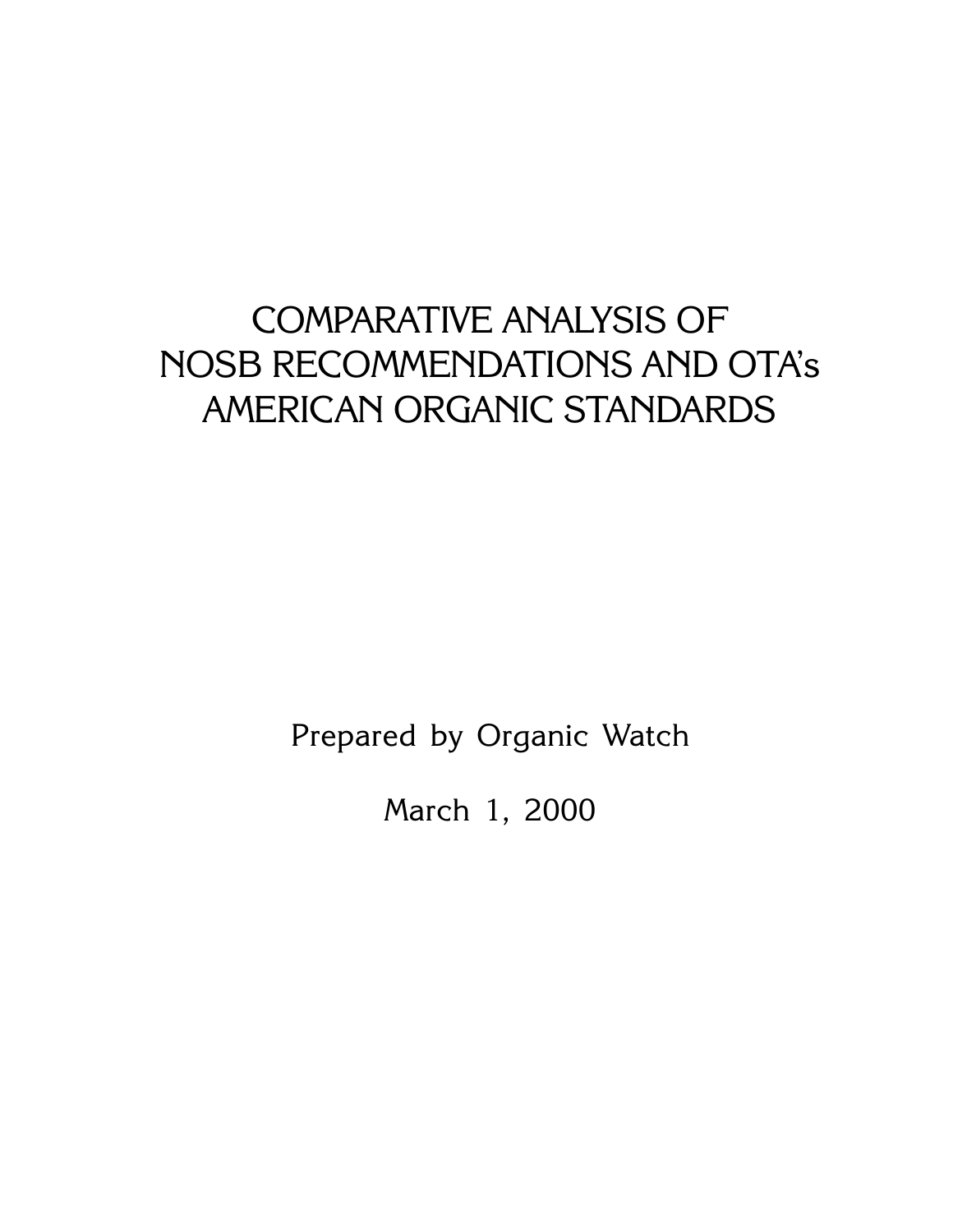# COMPARATIVE ANALYSIS OF NOSB RECOMMENDATIONS AND OTA's AMERICAN ORGANIC STANDARDS

Prepared by Organic Watch

March 1, 2000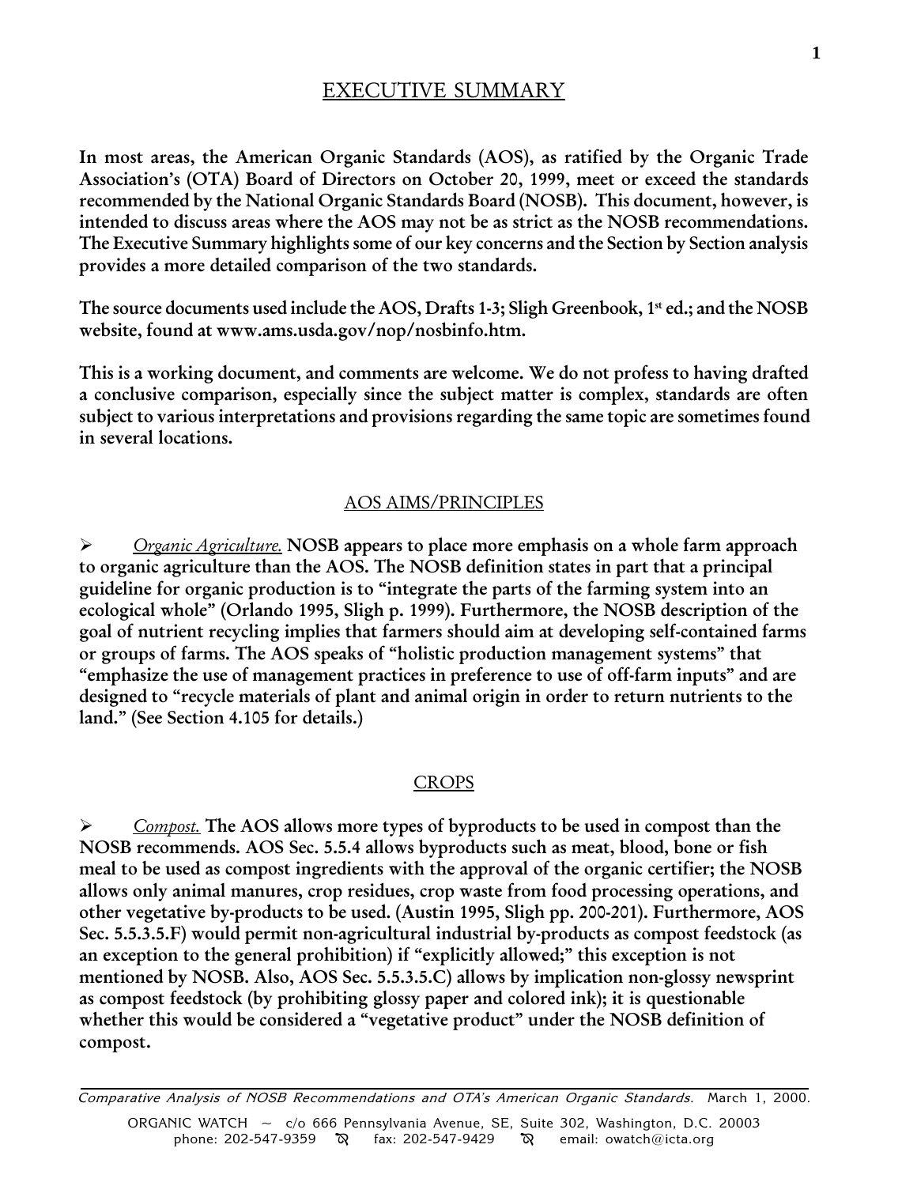## EXECUTIVE SUMMARY

**In most areas, the American Organic Standards (AOS), as ratified by the Organic Trade Association's (OTA) Board of Directors on October 20, 1999, meet or exceed the standards recommended by the National Organic Standards Board (NOSB). This document, however, is intended to discuss areas where the AOS may not be as strict as the NOSB recommendations. The Executive Summary highlights some of our key concerns and the Section by Section analysis provides a more detailed comparison of the two standards.**

**The source documents used include the AOS, Drafts 1-3; Sligh Greenbook, 1st ed.; and the NOSB website, found at www.ams.usda.gov/nop/nosbinfo.htm.**

**This is a working document, and comments are welcome. We do not profess to having drafted a conclusive comparison, especially since the subject matter is complex, standards are often subject to various interpretations and provisions regarding the same topic are sometimes found in several locations.**

### AOS AIMS/PRINCIPLES

- *Organic Agriculture.* **NOSB appears to place more emphasis on a whole farm approach to organic agriculture than the AOS. The NOSB definition states in part that a principal guideline for organic production is to "integrate the parts of the farming system into an ecological whole" (Orlando 1995, Sligh p. 1999). Furthermore, the NOSB description of the goal of nutrient recycling implies that farmers should aim at developing self-contained farms or groups of farms. The AOS speaks of "holistic production management systems" that "emphasize the use of management practices in preference to use of off-farm inputs" and are designed to "recycle materials of plant and animal origin in order to return nutrients to the land." (See Section 4.105 for details.)**

### CROPS

- *Compost.* **The AOS allows more types of byproducts to be used in compost than the NOSB recommends. AOS Sec. 5.5.4 allows byproducts such as meat, blood, bone or fish meal to be used as compost ingredients with the approval of the organic certifier; the NOSB allows only animal manures, crop residues, crop waste from food processing operations, and other vegetative by-products to be used. (Austin 1995, Sligh pp. 200-201). Furthermore, AOS Sec. 5.5.3.5.F) would permit non-agricultural industrial by-products as compost feedstock (as an exception to the general prohibition) if "explicitly allowed;" this exception is not mentioned by NOSB. Also, AOS Sec. 5.5.3.5.C) allows by implication non-glossy newsprint as compost feedstock (by prohibiting glossy paper and colored ink); it is questionable whether this would be considered a "vegetative product" under the NOSB definition of compost.**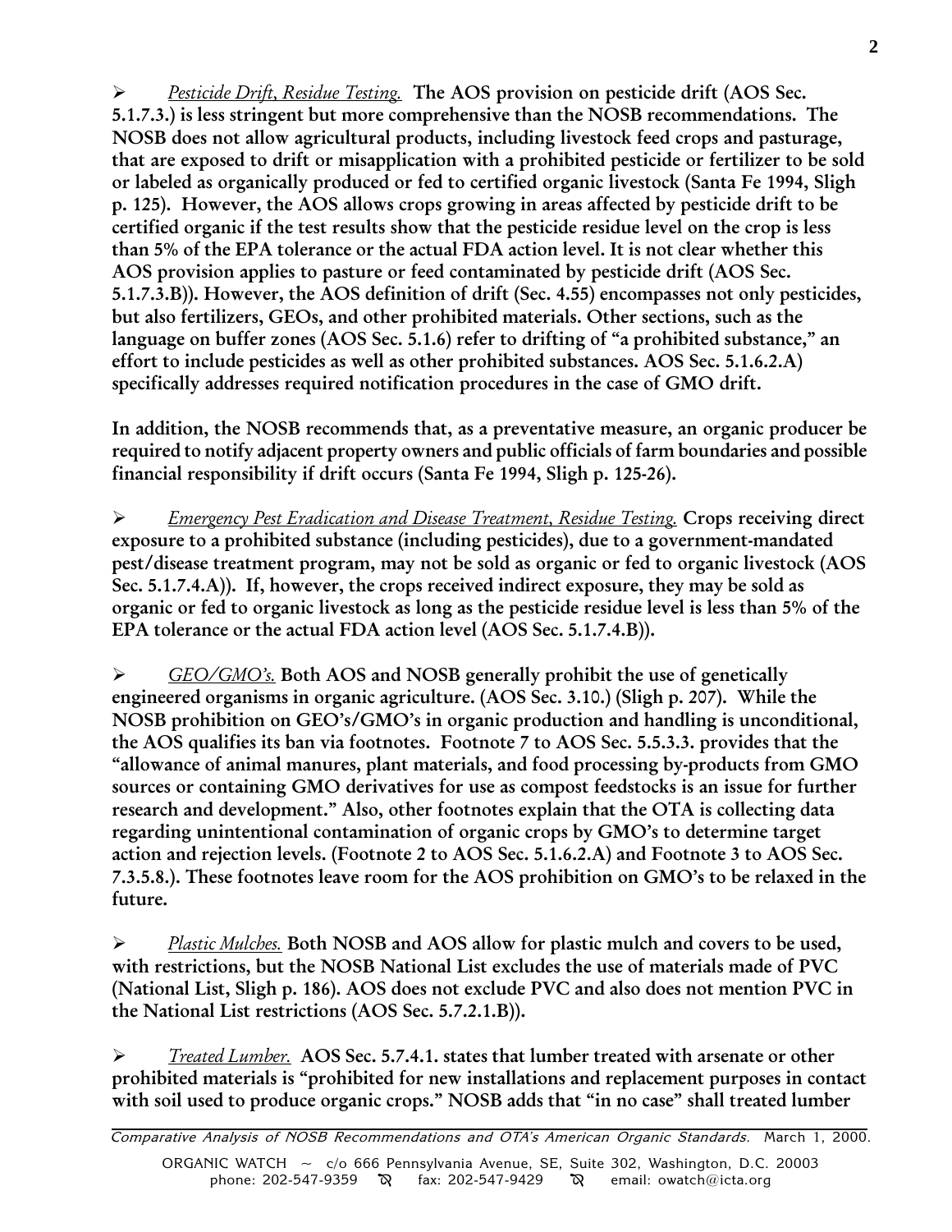- *Pesticide Drift, Residue Testing.* **The AOS provision on pesticide drift (AOS Sec. 5.1.7.3.) is less stringent but more comprehensive than the NOSB recommendations. The NOSB does not allow agricultural products, including livestock feed crops and pasturage, that are exposed to drift or misapplication with a prohibited pesticide or fertilizer to be sold or labeled as organically produced or fed to certified organic livestock (Santa Fe 1994, Sligh p. 125). However, the AOS allows crops growing in areas affected by pesticide drift to be certified organic if the test results show that the pesticide residue level on the crop is less than 5% of the EPA tolerance or the actual FDA action level. It is not clear whether this AOS provision applies to pasture or feed contaminated by pesticide drift (AOS Sec. 5.1.7.3.B)). However, the AOS definition of drift (Sec. 4.55) encompasses not only pesticides, but also fertilizers, GEOs, and other prohibited materials. Other sections, such as the language on buffer zones (AOS Sec. 5.1.6) refer to drifting of "a prohibited substance," an effort to include pesticides as well as other prohibited substances. AOS Sec. 5.1.6.2.A) specifically addresses required notification procedures in the case of GMO drift.**

**In addition, the NOSB recommends that, as a preventative measure, an organic producer be required to notify adjacent property owners and public officials of farm boundaries and possible financial responsibility if drift occurs (Santa Fe 1994, Sligh p. 125-26).**

- *Emergency Pest Eradication and Disease Treatment, Residue Testing.* **Crops receiving direct exposure to a prohibited substance (including pesticides), due to a government-mandated pest/disease treatment program, may not be sold as organic or fed to organic livestock (AOS Sec. 5.1.7.4.A)). If, however, the crops received indirect exposure, they may be sold as organic or fed to organic livestock as long as the pesticide residue level is less than 5% of the EPA tolerance or the actual FDA action level (AOS Sec. 5.1.7.4.B)).**

- *GEO/GMO's.* **Both AOS and NOSB generally prohibit the use of genetically engineered organisms in organic agriculture. (AOS Sec. 3.10.) (Sligh p. 207). While the NOSB prohibition on GEO's/GMO's in organic production and handling is unconditional, the AOS qualifies its ban via footnotes. Footnote 7 to AOS Sec. 5.5.3.3. provides that the "allowance of animal manures, plant materials, and food processing by-products from GMO sources or containing GMO derivatives for use as compost feedstocks is an issue for further research and development." Also, other footnotes explain that the OTA is collecting data regarding unintentional contamination of organic crops by GMO's to determine target action and rejection levels. (Footnote 2 to AOS Sec. 5.1.6.2.A) and Footnote 3 to AOS Sec. 7.3.5.8.). These footnotes leave room for the AOS prohibition on GMO's to be relaxed in the future.**

- *Plastic Mulches.* **Both NOSB and AOS allow for plastic mulch and covers to be used, with restrictions, but the NOSB National List excludes the use of materials made of PVC (National List, Sligh p. 186). AOS does not exclude PVC and also does not mention PVC in the National List restrictions (AOS Sec. 5.7.2.1.B)).**

- *Treated Lumber.* **AOS Sec. 5.7.4.1. states that lumber treated with arsenate or other prohibited materials is "prohibited for new installations and replacement purposes in contact with soil used to produce organic crops." NOSB adds that "in no case" shall treated lumber**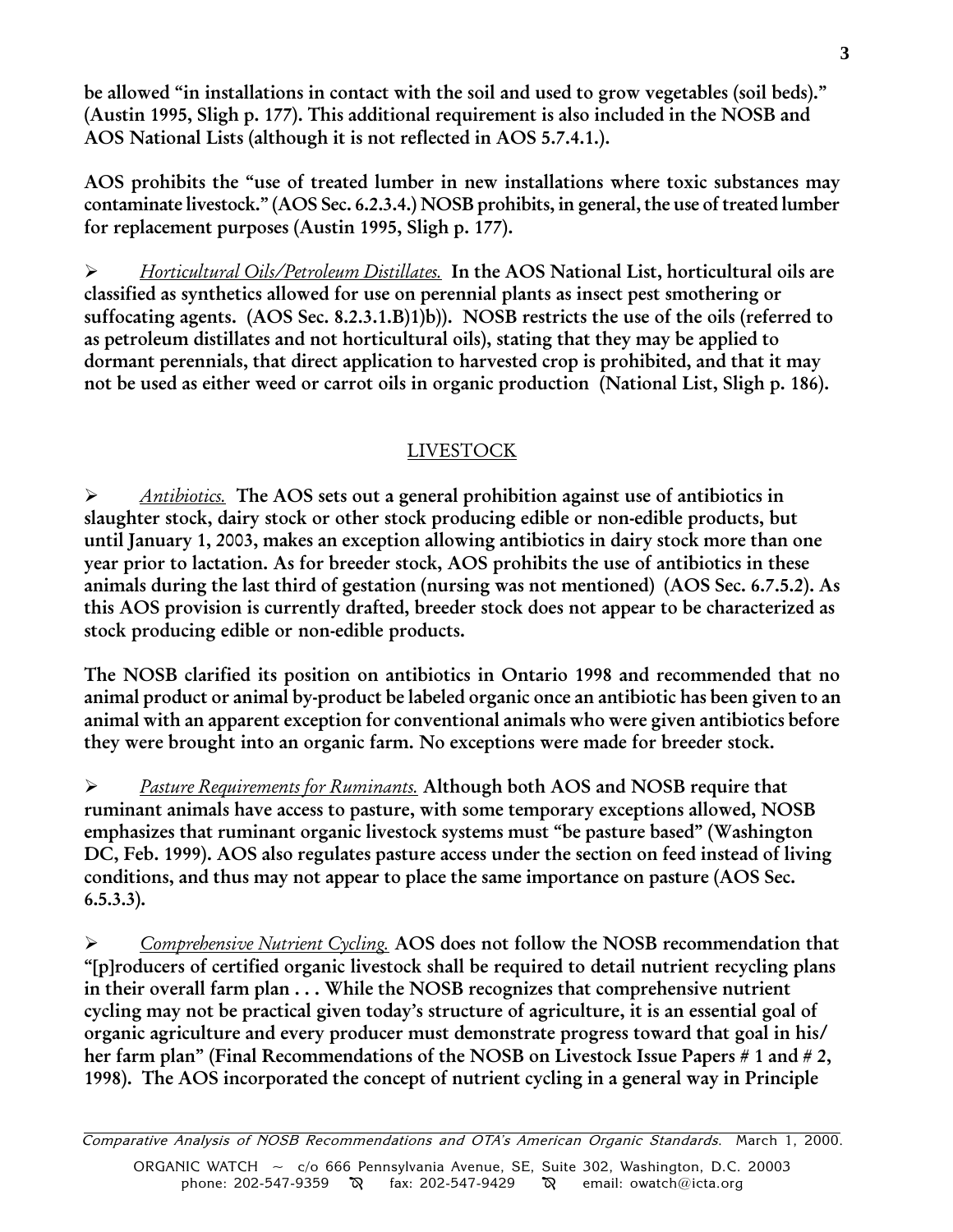**be allowed "in installations in contact with the soil and used to grow vegetables (soil beds)." (Austin 1995, Sligh p. 177). This additional requirement is also included in the NOSB and AOS National Lists (although it is not reflected in AOS 5.7.4.1.).**

**AOS prohibits the "use of treated lumber in new installations where toxic substances may contaminate livestock." (AOS Sec. 6.2.3.4.) NOSB prohibits, in general, the use of treated lumber for replacement purposes (Austin 1995, Sligh p. 177).**

- *Horticultural Oils/Petroleum Distillates.* **In the AOS National List, horticultural oils are classified as synthetics allowed for use on perennial plants as insect pest smothering or suffocating agents. (AOS Sec. 8.2.3.1.B)1)b)). NOSB restricts the use of the oils (referred to as petroleum distillates and not horticultural oils), stating that they may be applied to dormant perennials, that direct application to harvested crop is prohibited, and that it may not be used as either weed or carrot oils in organic production (National List, Sligh p. 186).**

## LIVESTOCK

- *Antibiotics.* **The AOS sets out a general prohibition against use of antibiotics in slaughter stock, dairy stock or other stock producing edible or non-edible products, but until January 1, 2003, makes an exception allowing antibiotics in dairy stock more than one year prior to lactation. As for breeder stock, AOS prohibits the use of antibiotics in these animals during the last third of gestation (nursing was not mentioned) (AOS Sec. 6.7.5.2). As this AOS provision is currently drafted, breeder stock does not appear to be characterized as stock producing edible or non-edible products.**

**The NOSB clarified its position on antibiotics in Ontario 1998 and recommended that no animal product or animal by-product be labeled organic once an antibiotic has been given to an animal with an apparent exception for conventional animals who were given antibiotics before they were brought into an organic farm. No exceptions were made for breeder stock.**

- *Pasture Requirements for Ruminants.* **Although both AOS and NOSB require that ruminant animals have access to pasture, with some temporary exceptions allowed, NOSB emphasizes that ruminant organic livestock systems must "be pasture based" (Washington DC, Feb. 1999). AOS also regulates pasture access under the section on feed instead of living conditions, and thus may not appear to place the same importance on pasture (AOS Sec. 6.5.3.3).**

- *Comprehensive Nutrient Cycling.* **AOS does not follow the NOSB recommendation that "[p]roducers of certified organic livestock shall be required to detail nutrient recycling plans in their overall farm plan . . . While the NOSB recognizes that comprehensive nutrient cycling may not be practical given today's structure of agriculture, it is an essential goal of organic agriculture and every producer must demonstrate progress toward that goal in his/her farm plan" (Final Recommendations of the NOSB on Livestock Issue Papers # 1 and # 2, 1998). The AOS incorporated the concept of nutrient cycling in a general way in Principle**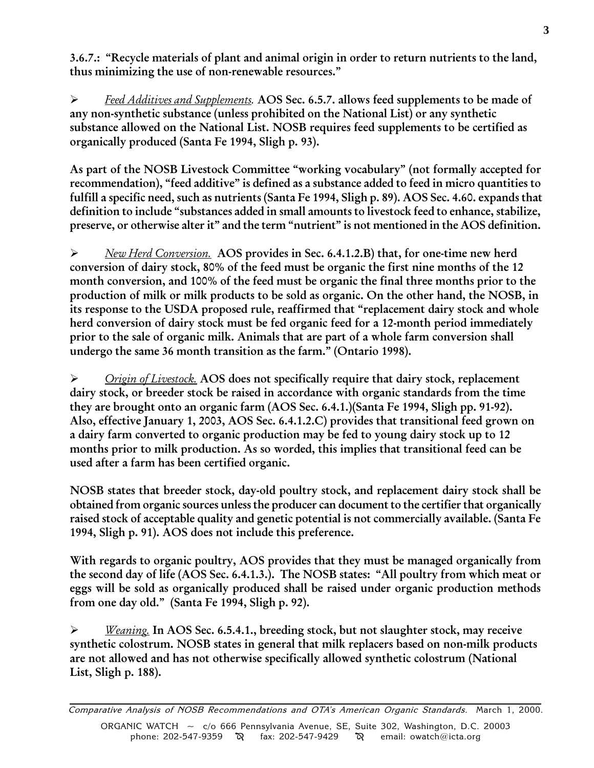**3.6.7.: "Recycle materials of plant and animal origin in order to return nutrients to the land, thus minimizing the use of non-renewable resources."**

- *Feed Additives and Supplements.* **AOS Sec. 6.5.7. allows feed supplements to be made of any non-synthetic substance (unless prohibited on the National List) or any synthetic substance allowed on the National List. NOSB requires feed supplements to be certified as organically produced (Santa Fe 1994, Sligh p. 93).**

**As part of the NOSB Livestock Committee "working vocabulary" (not formally accepted for recommendation), "feed additive" is defined as a substance added to feed in micro quantities to fulfill a specific need, such as nutrients (Santa Fe 1994, Sligh p. 89). AOS Sec. 4.60. expands that definition to include "substances added in small amounts to livestock feed to enhance, stabilize, preserve, or otherwise alter it" and the term "nutrient" is not mentioned in the AOS definition.**

- *New Herd Conversion.* **AOS provides in Sec. 6.4.1.2.B) that, for one-time new herd conversion of dairy stock, 80% of the feed must be organic the first nine months of the 12 month conversion, and 100% of the feed must be organic the final three months prior to the production of milk or milk products to be sold as organic. On the other hand, the NOSB, in its response to the USDA proposed rule, reaffirmed that "replacement dairy stock and whole herd conversion of dairy stock must be fed organic feed for a 12-month period immediately prior to the sale of organic milk. Animals that are part of a whole farm conversion shall undergo the same 36 month transition as the farm." (Ontario 1998).**

- *Origin of Livestock.* **AOS does not specifically require that dairy stock, replacement dairy stock, or breeder stock be raised in accordance with organic standards from the time they are brought onto an organic farm (AOS Sec. 6.4.1.)(Santa Fe 1994, Sligh pp. 91-92). Also, effective January 1, 2003, AOS Sec. 6.4.1.2.C) provides that transitional feed grown on a dairy farm converted to organic production may be fed to young dairy stock up to 12 months prior to milk production. As so worded, this implies that transitional feed can be used after a farm has been certified organic.**

**NOSB states that breeder stock, day-old poultry stock, and replacement dairy stock shall be obtained from organic sources unless the producer can document to the certifier that organically raised stock of acceptable quality and genetic potential is not commercially available. (Santa Fe 1994, Sligh p. 91). AOS does not include this preference.**

**With regards to organic poultry, AOS provides that they must be managed organically from the second day of life (AOS Sec. 6.4.1.3.). The NOSB states: "All poultry from which meat or eggs will be sold as organically produced shall be raised under organic production methods from one day old." (Santa Fe 1994, Sligh p. 92).**

- *Weaning.* **In AOS Sec. 6.5.4.1., breeding stock, but not slaughter stock, may receive synthetic colostrum. NOSB states in general that milk replacers based on non-milk products are not allowed and has not otherwise specifically allowed synthetic colostrum (National List, Sligh p. 188).**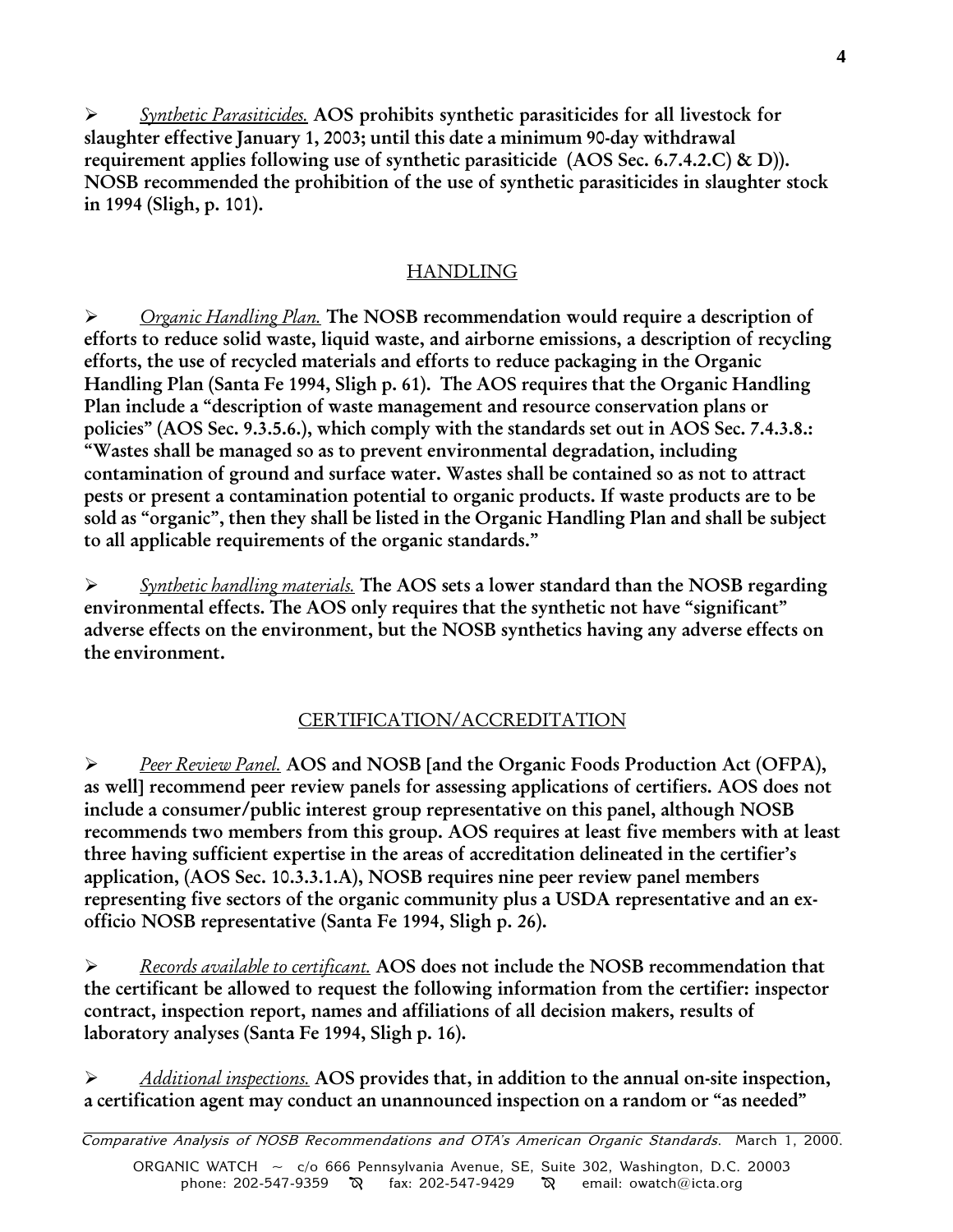- *Synthetic Parasiticides.* **AOS prohibits synthetic parasiticides for all livestock for slaughter effective January 1, 2003; until this date a minimum 90-day withdrawal requirement applies following use of synthetic parasiticide (AOS Sec. 6.7.4.2.C) & D)). NOSB recommended the prohibition of the use of synthetic parasiticides in slaughter stock in 1994 (Sligh, p. 101).**

## HANDLING

- *Organic Handling Plan.* **The NOSB recommendation would require a description of efforts to reduce solid waste, liquid waste, and airborne emissions, a description of recycling efforts, the use of recycled materials and efforts to reduce packaging in the Organic Handling Plan (Santa Fe 1994, Sligh p. 61). The AOS requires that the Organic Handling Plan include a "description of waste management and resource conservation plans or policies" (AOS Sec. 9.3.5.6.), which comply with the standards set out in AOS Sec. 7.4.3.8.: "Wastes shall be managed so as to prevent environmental degradation, including contamination of ground and surface water. Wastes shall be contained so as not to attract pests or present a contamination potential to organic products. If waste products are to be sold as "organic", then they shall be listed in the Organic Handling Plan and shall be subject to all applicable requirements of the organic standards."**

- *Synthetic handling materials.* **The AOS sets a lower standard than the NOSB regarding environmental effects. The AOS only requires that the synthetic not have "significant" adverse effects on the environment, but the NOSB synthetics having any adverse effects on the environment.**

## CERTIFICATION/ACCREDITATION

- *Peer Review Panel.* **AOS and NOSB [and the Organic Foods Production Act (OFPA), as well] recommend peer review panels for assessing applications of certifiers. AOS does not include a consumer/public interest group representative on this panel, although NOSB recommends two members from this group. AOS requires at least five members with at least three having sufficient expertise in the areas of accreditation delineated in the certifier's application, (AOS Sec. 10.3.3.1.A), NOSB requires nine peer review panel members representing five sectors of the organic community plus a USDA representative and an ex-officio NOSB representative (Santa Fe 1994, Sligh p. 26).**

- *Records available to certificant.* **AOS does not include the NOSB recommendation that the certificant be allowed to request the following information from the certifier: inspector contract, inspection report, names and affiliations of all decision makers, results of laboratory analyses (Santa Fe 1994, Sligh p. 16).**

- *Additional inspections.* **AOS provides that, in addition to the annual on-site inspection, a certification agent may conduct an unannounced inspection on a random or "as needed"**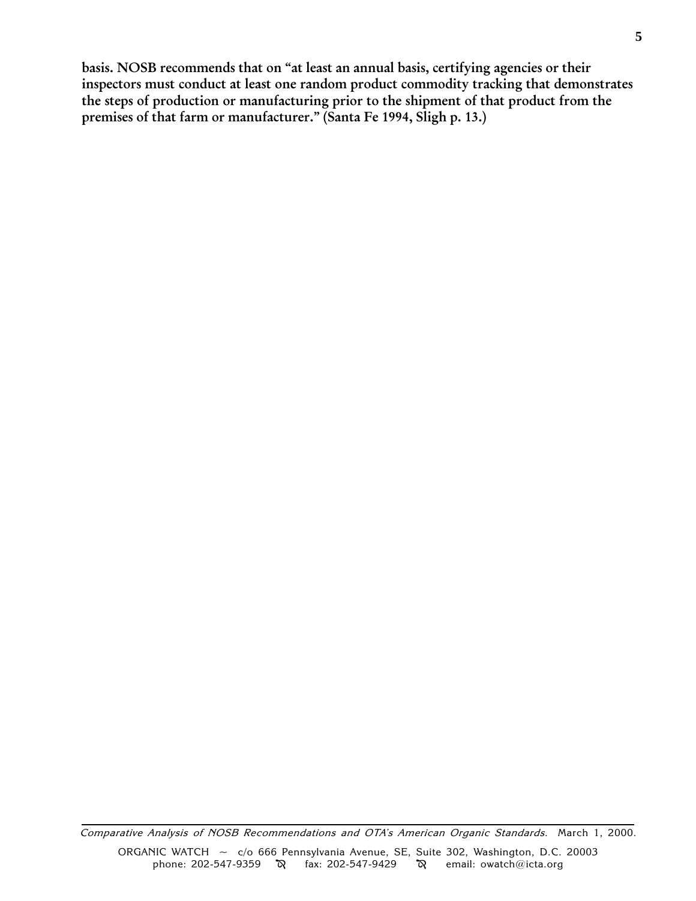**basis. NOSB recommends that on "at least an annual basis, certifying agencies or their inspectors must conduct at least one random product commodity tracking that demonstrates the steps of production or manufacturing prior to the shipment of that product from the premises of that farm or manufacturer." (Santa Fe 1994, Sligh p. 13.)**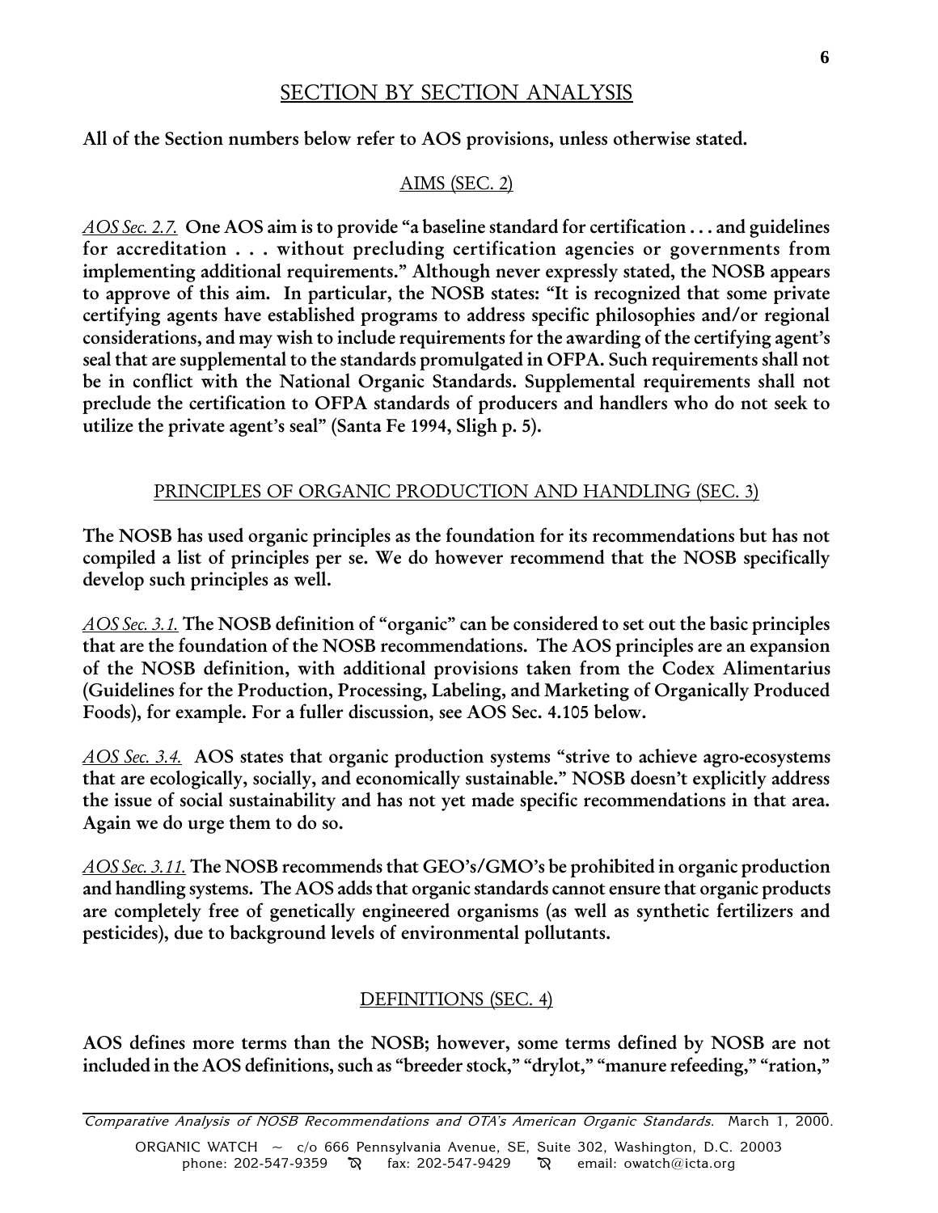## SECTION BY SECTION ANALYSIS

**All of the Section numbers below refer to AOS provisions, unless otherwise stated.**

### AIMS (SEC. 2)

*AOS Sec. 2.7.* **One AOS aim is to provide "a baseline standard for certification . . . and guidelines for accreditation . . . without precluding certification agencies or governments from implementing additional requirements." Although never expressly stated, the NOSB appears to approve of this aim. In particular, the NOSB states: "It is recognized that some private certifying agents have established programs to address specific philosophies and/or regional considerations, and may wish to include requirements for the awarding of the certifying agent's seal that are supplemental to the standards promulgated in OFPA. Such requirements shall not be in conflict with the National Organic Standards. Supplemental requirements shall not preclude the certification to OFPA standards of producers and handlers who do not seek to utilize the private agent's seal" (Santa Fe 1994, Sligh p. 5).**

### PRINCIPLES OF ORGANIC PRODUCTION AND HANDLING (SEC. 3)

**The NOSB has used organic principles as the foundation for its recommendations but has not compiled a list of principles per se. We do however recommend that the NOSB specifically develop such principles as well.**

*AOS Sec. 3.1.* **The NOSB definition of "organic" can be considered to set out the basic principles that are the foundation of the NOSB recommendations. The AOS principles are an expansion of the NOSB definition, with additional provisions taken from the Codex Alimentarius (Guidelines for the Production, Processing, Labeling, and Marketing of Organically Produced Foods), for example. For a fuller discussion, see AOS Sec. 4.105 below.**

*AOS Sec. 3.4.* **AOS states that organic production systems "strive to achieve agro-ecosystems that are ecologically, socially, and economically sustainable." NOSB doesn't explicitly address the issue of social sustainability and has not yet made specific recommendations in that area. Again we do urge them to do so.**

*AOS Sec. 3.11.* **The NOSB recommends that GEO's/GMO's be prohibited in organic production and handling systems. The AOS adds that organic standards cannot ensure that organic products are completely free of genetically engineered organisms (as well as synthetic fertilizers and pesticides), due to background levels of environmental pollutants.**

### DEFINITIONS (SEC. 4)

**AOS defines more terms than the NOSB; however, some terms defined by NOSB are not included in the AOS definitions, such as "breeder stock," "drylot," "manure refeeding," "ration,"**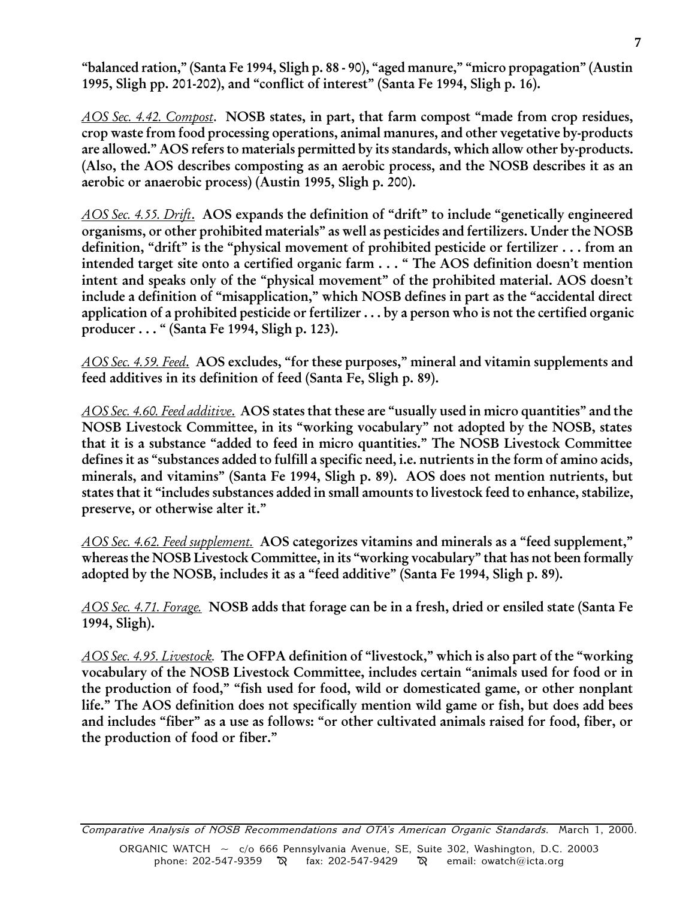**"balanced ration," (Santa Fe 1994, Sligh p. 88 - 90), "aged manure," "micro propagation" (Austin 1995, Sligh pp. 201-202), and "conflict of interest" (Santa Fe 1994, Sligh p. 16).**

*AOS Sec. 4.42. Compost*. **NOSB states, in part, that farm compost "made from crop residues, crop waste from food processing operations, animal manures, and other vegetative by-products are allowed." AOS refers to materials permitted by its standards, which allow other by-products. (Also, the AOS describes composting as an aerobic process, and the NOSB describes it as an aerobic or anaerobic process) (Austin 1995, Sligh p. 200).**

*AOS Sec. 4.55. Drift*. **AOS expands the definition of "drift" to include "genetically engineered organisms, or other prohibited materials" as well as pesticides and fertilizers. Under the NOSB definition, "drift" is the "physical movement of prohibited pesticide or fertilizer . . . from an intended target site onto a certified organic farm . . . " The AOS definition doesn't mention intent and speaks only of the "physical movement" of the prohibited material. AOS doesn't include a definition of "misapplication," which NOSB defines in part as the "accidental direct application of a prohibited pesticide or fertilizer . . . by a person who is not the certified organic producer . . . " (Santa Fe 1994, Sligh p. 123).**

*AOS Sec. 4.59. Feed*. **AOS excludes, "for these purposes," mineral and vitamin supplements and feed additives in its definition of feed (Santa Fe, Sligh p. 89).**

*AOS Sec. 4.60. Feed additive*. **AOS states that these are "usually used in micro quantities" and the NOSB Livestock Committee, in its "working vocabulary" not adopted by the NOSB, states that it is a substance "added to feed in micro quantities." The NOSB Livestock Committee defines it as "substances added to fulfill a specific need, i.e. nutrients in the form of amino acids, minerals, and vitamins" (Santa Fe 1994, Sligh p. 89). AOS does not mention nutrients, but states that it "includes substances added in small amounts to livestock feed to enhance, stabilize, preserve, or otherwise alter it."**

*AOS Sec. 4.62. Feed supplement.* **AOS categorizes vitamins and minerals as a "feed supplement," whereas the NOSB Livestock Committee, in its "working vocabulary" that has not been formally adopted by the NOSB, includes it as a "feed additive" (Santa Fe 1994, Sligh p. 89).**

*AOS Sec. 4.71. Forage.* **NOSB adds that forage can be in a fresh, dried or ensiled state (Santa Fe 1994, Sligh).**

*AOS Sec. 4.95. Livestock.* **The OFPA definition of "livestock," which is also part of the "working vocabulary of the NOSB Livestock Committee, includes certain "animals used for food or in the production of food," "fish used for food, wild or domesticated game, or other nonplant life." The AOS definition does not specifically mention wild game or fish, but does add bees and includes "fiber" as a use as follows: "or other cultivated animals raised for food, fiber, or the production of food or fiber."**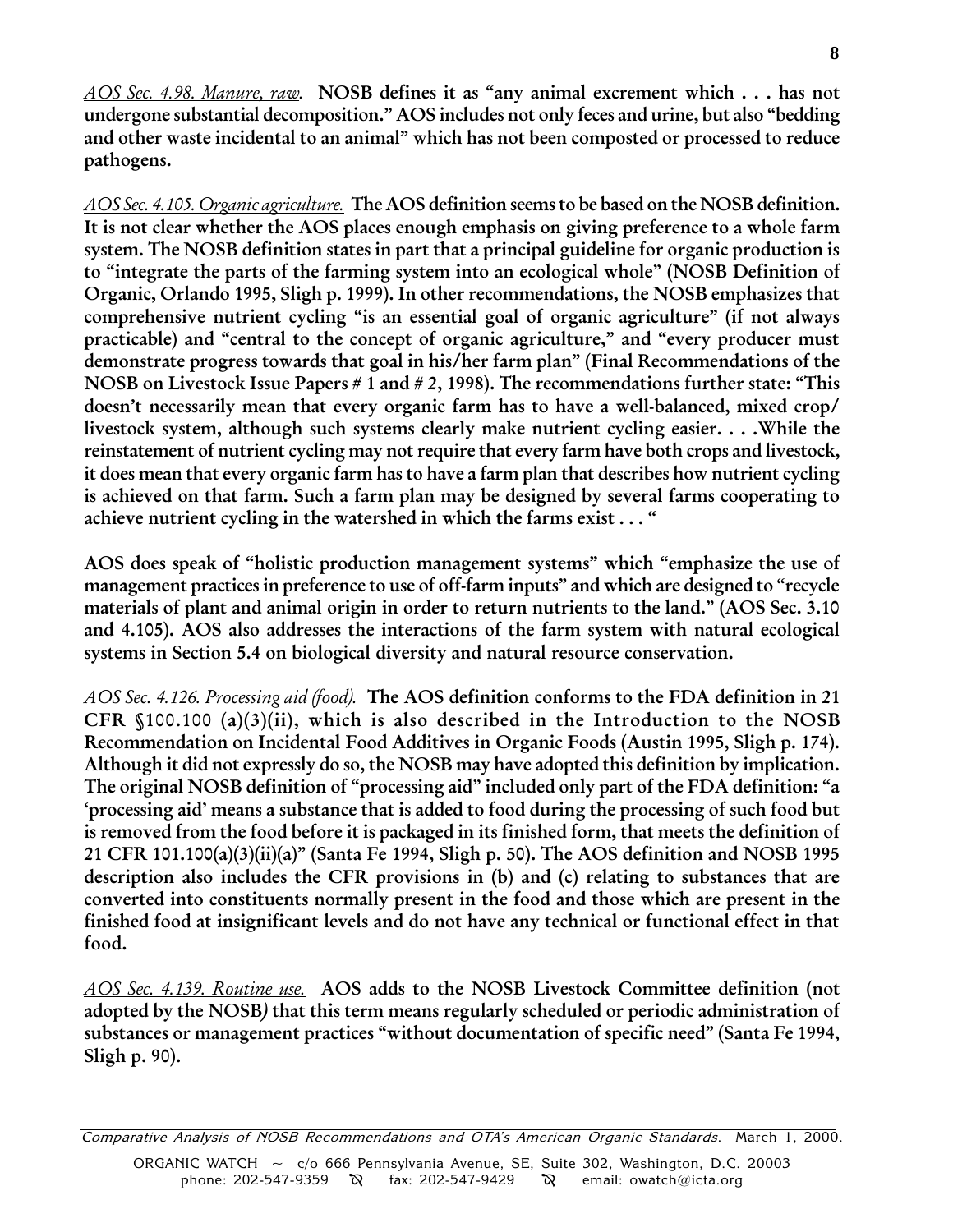*AOS Sec. 4.98. Manure, raw.* **NOSB defines it as "any animal excrement which . . . has not undergone substantial decomposition." AOS includes not only feces and urine, but also "bedding and other waste incidental to an animal" which has not been composted or processed to reduce pathogens.**

*AOS Sec. 4.105. Organic agriculture.* **The AOS definition seems to be based on the NOSB definition. It is not clear whether the AOS places enough emphasis on giving preference to a whole farm system. The NOSB definition states in part that a principal guideline for organic production is to "integrate the parts of the farming system into an ecological whole" (NOSB Definition of Organic, Orlando 1995, Sligh p. 1999). In other recommendations, the NOSB emphasizes that comprehensive nutrient cycling "is an essential goal of organic agriculture" (if not always practicable) and "central to the concept of organic agriculture," and "every producer must demonstrate progress towards that goal in his/her farm plan" (Final Recommendations of the NOSB on Livestock Issue Papers # 1 and # 2, 1998). The recommendations further state: "This doesn't necessarily mean that every organic farm has to have a well-balanced, mixed crop/ livestock system, although such systems clearly make nutrient cycling easier. . . .While the reinstatement of nutrient cycling may not require that every farm have both crops and livestock, it does mean that every organic farm has to have a farm plan that describes how nutrient cycling is achieved on that farm. Such a farm plan may be designed by several farms cooperating to achieve nutrient cycling in the watershed in which the farms exist . . . "**

**AOS does speak of "holistic production management systems" which "emphasize the use of management practices in preference to use of off-farm inputs" and which are designed to "recycle materials of plant and animal origin in order to return nutrients to the land." (AOS Sec. 3.10 and 4.105). AOS also addresses the interactions of the farm system with natural ecological systems in Section 5.4 on biological diversity and natural resource conservation.**

*AOS Sec. 4.126. Processing aid (food).* **The AOS definition conforms to the FDA definition in 21 CFR §100.100 (a)(3)(ii), which is also described in the Introduction to the NOSB Recommendation on Incidental Food Additives in Organic Foods (Austin 1995, Sligh p. 174). Although it did not expressly do so, the NOSB may have adopted this definition by implication. The original NOSB definition of "processing aid" included only part of the FDA definition: "a 'processing aid' means a substance that is added to food during the processing of such food but is removed from the food before it is packaged in its finished form, that meets the definition of 21 CFR 101.100(a)(3)(ii)(a)" (Santa Fe 1994, Sligh p. 50). The AOS definition and NOSB 1995 description also includes the CFR provisions in (b) and (c) relating to substances that are converted into constituents normally present in the food and those which are present in the finished food at insignificant levels and do not have any technical or functional effect in that food.**

*AOS Sec. 4.139. Routine use.* **AOS adds to the NOSB Livestock Committee definition (not adopted by the NOSB) that this term means regularly scheduled or periodic administration of substances or management practices "without documentation of specific need" (Santa Fe 1994, Sligh p. 90).**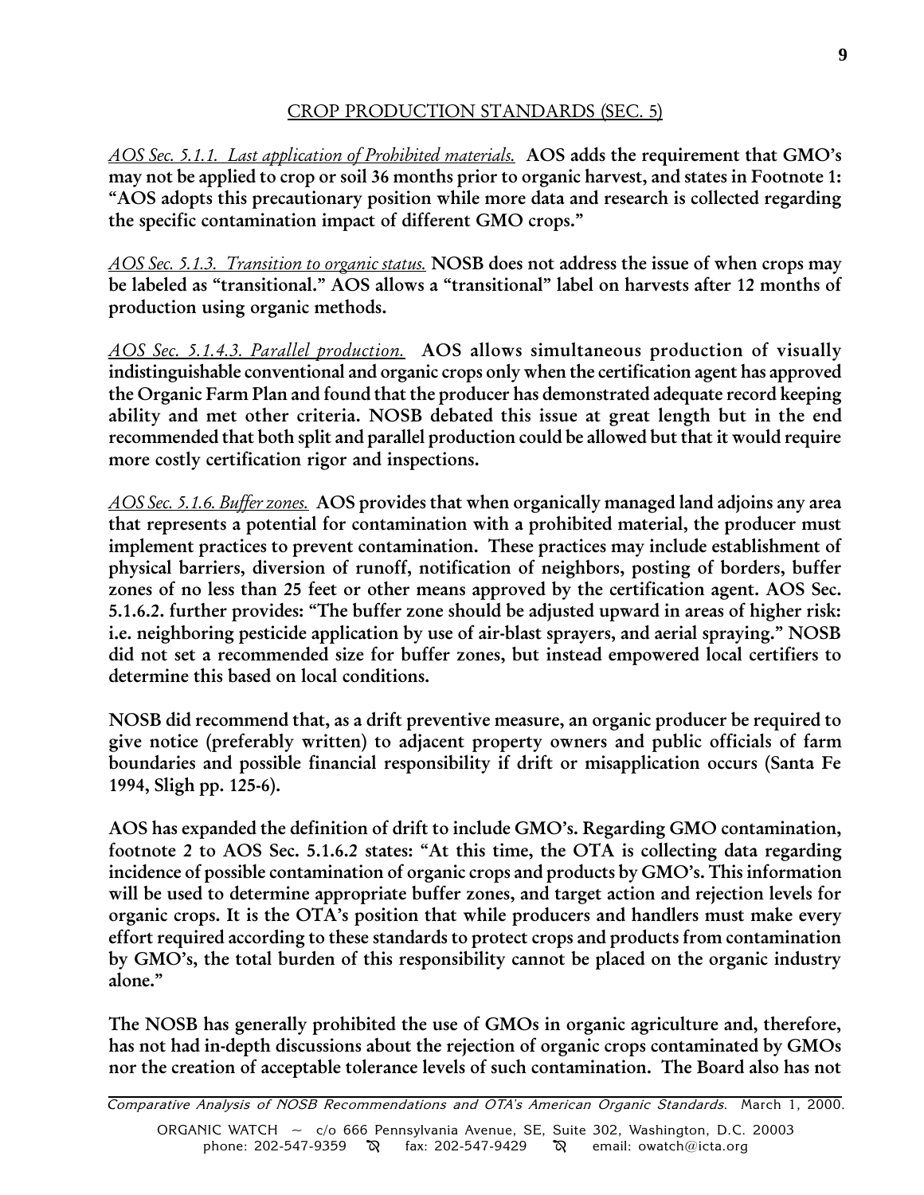## CROP PRODUCTION STANDARDS (SEC. 5)

*AOS Sec. 5.1.1. Last application of Prohibited materials.* **AOS adds the requirement that GMO's may not be applied to crop or soil 36 months prior to organic harvest, and states in Footnote 1: "AOS adopts this precautionary position while more data and research is collected regarding the specific contamination impact of different GMO crops."**

*AOS Sec. 5.1.3. Transition to organic status.* **NOSB does not address the issue of when crops may be labeled as "transitional." AOS allows a "transitional" label on harvests after 12 months of production using organic methods.**

*AOS Sec. 5.1.4.3. Parallel production.* **AOS allows simultaneous production of visually indistinguishable conventional and organic crops only when the certification agent has approved the Organic Farm Plan and found that the producer has demonstrated adequate record keeping ability and met other criteria. NOSB debated this issue at great length but in the end recommended that both split and parallel production could be allowed but that it would require more costly certification rigor and inspections.**

*AOS Sec. 5.1.6. Buffer zones.* **AOS provides that when organically managed land adjoins any area that represents a potential for contamination with a prohibited material, the producer must implement practices to prevent contamination. These practices may include establishment of physical barriers, diversion of runoff, notification of neighbors, posting of borders, buffer zones of no less than 25 feet or other means approved by the certification agent. AOS Sec. 5.1.6.2. further provides: "The buffer zone should be adjusted upward in areas of higher risk: i.e. neighboring pesticide application by use of air-blast sprayers, and aerial spraying." NOSB did not set a recommended size for buffer zones, but instead empowered local certifiers to determine this based on local conditions.**

**NOSB did recommend that, as a drift preventive measure, an organic producer be required to give notice (preferably written) to adjacent property owners and public officials of farm boundaries and possible financial responsibility if drift or misapplication occurs (Santa Fe 1994, Sligh pp. 125-6).**

**AOS has expanded the definition of drift to include GMO's. Regarding GMO contamination, footnote 2 to AOS Sec. 5.1.6.2 states: "At this time, the OTA is collecting data regarding incidence of possible contamination of organic crops and products by GMO's. This information will be used to determine appropriate buffer zones, and target action and rejection levels for organic crops. It is the OTA's position that while producers and handlers must make every effort required according to these standards to protect crops and products from contamination by GMO's, the total burden of this responsibility cannot be placed on the organic industry alone."**

**The NOSB has generally prohibited the use of GMOs in organic agriculture and, therefore, has not had in-depth discussions about the rejection of organic crops contaminated by GMOs nor the creation of acceptable tolerance levels of such contamination. The Board also has not**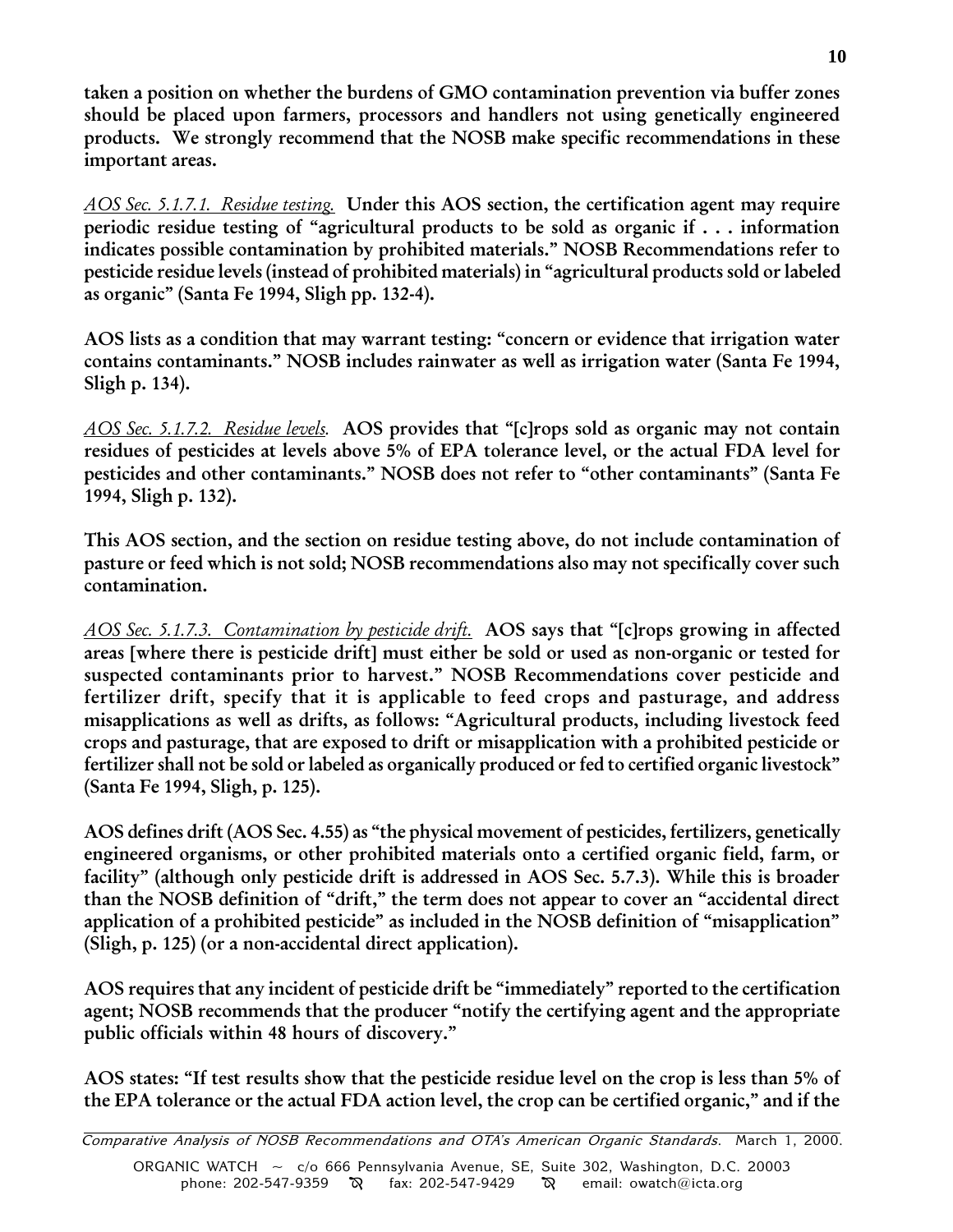**taken a position on whether the burdens of GMO contamination prevention via buffer zones should be placed upon farmers, processors and handlers not using genetically engineered products. We strongly recommend that the NOSB make specific recommendations in these important areas.**

*AOS Sec. 5.1.7.1. Residue testing.* **Under this AOS section, the certification agent may require periodic residue testing of "agricultural products to be sold as organic if . . . information indicates possible contamination by prohibited materials." NOSB Recommendations refer to pesticide residue levels (instead of prohibited materials) in "agricultural products sold or labeled as organic" (Santa Fe 1994, Sligh pp. 132-4).**

**AOS lists as a condition that may warrant testing: "concern or evidence that irrigation water contains contaminants." NOSB includes rainwater as well as irrigation water (Santa Fe 1994, Sligh p. 134).**

*AOS Sec. 5.1.7.2. Residue levels.* **AOS provides that "[c]rops sold as organic may not contain residues of pesticides at levels above 5% of EPA tolerance level, or the actual FDA level for pesticides and other contaminants." NOSB does not refer to "other contaminants" (Santa Fe 1994, Sligh p. 132).**

**This AOS section, and the section on residue testing above, do not include contamination of pasture or feed which is not sold; NOSB recommendations also may not specifically cover such contamination.**

*AOS Sec. 5.1.7.3. Contamination by pesticide drift.* **AOS says that "[c]rops growing in affected areas [where there is pesticide drift] must either be sold or used as non-organic or tested for suspected contaminants prior to harvest." NOSB Recommendations cover pesticide and fertilizer drift, specify that it is applicable to feed crops and pasturage, and address misapplications as well as drifts, as follows: "Agricultural products, including livestock feed crops and pasturage, that are exposed to drift or misapplication with a prohibited pesticide or fertilizer shall not be sold or labeled as organically produced or fed to certified organic livestock" (Santa Fe 1994, Sligh, p. 125).**

**AOS defines drift (AOS Sec. 4.55) as "the physical movement of pesticides, fertilizers, genetically engineered organisms, or other prohibited materials onto a certified organic field, farm, or facility" (although only pesticide drift is addressed in AOS Sec. 5.7.3). While this is broader than the NOSB definition of "drift," the term does not appear to cover an "accidental direct application of a prohibited pesticide" as included in the NOSB definition of "misapplication" (Sligh, p. 125) (or a non-accidental direct application).**

**AOS requires that any incident of pesticide drift be "immediately" reported to the certification agent; NOSB recommends that the producer "notify the certifying agent and the appropriate public officials within 48 hours of discovery."**

**AOS states: "If test results show that the pesticide residue level on the crop is less than 5% of the EPA tolerance or the actual FDA action level, the crop can be certified organic," and if the**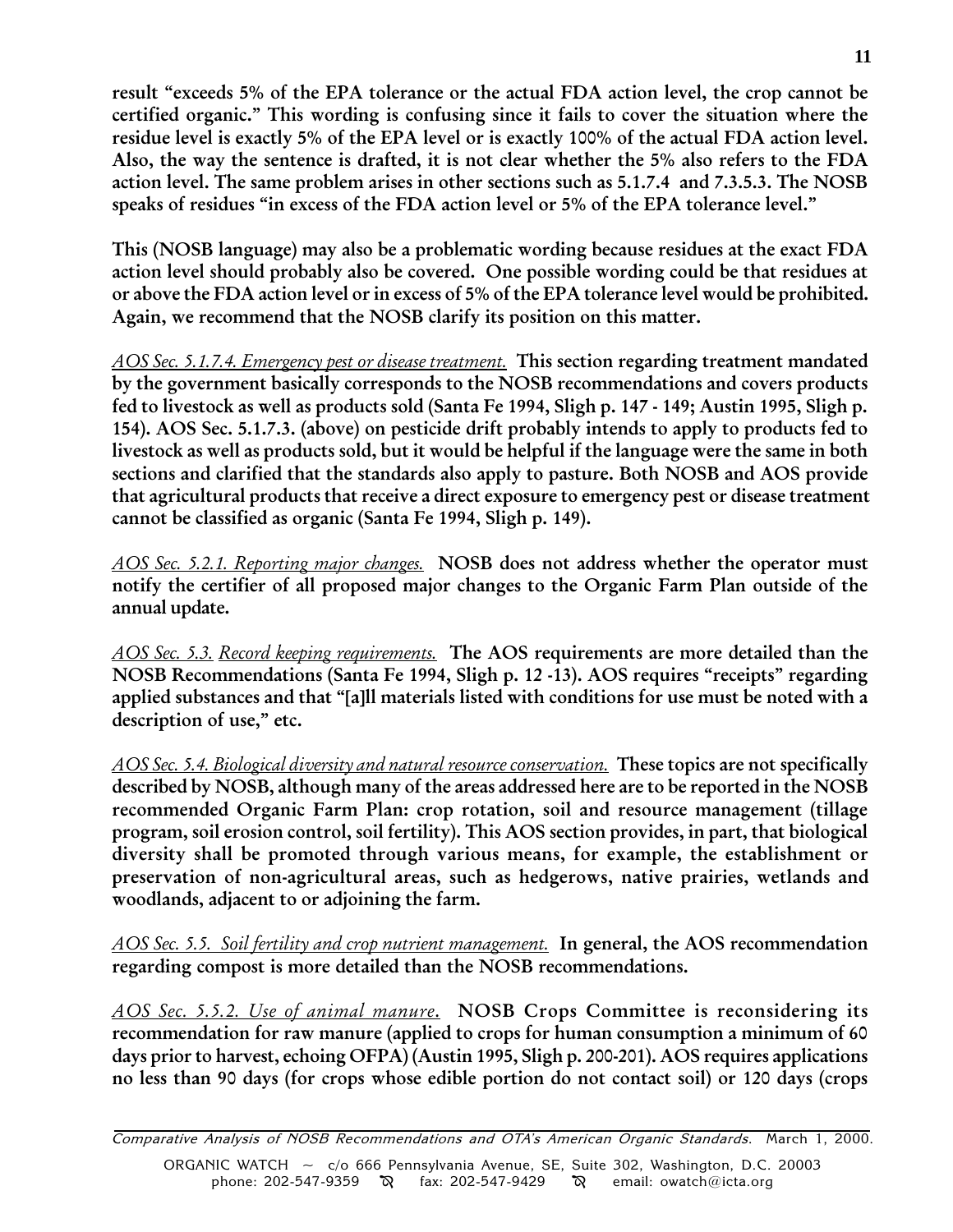result "exceeds 5% of the EPA tolerance or the actual FDA action level, the crop cannot be certified organic." This wording is confusing since it fails to cover the situation where the residue level is exactly 5% of the EPA level or is exactly 100% of the actual FDA action level. Also, the way the sentence is drafted, it is not clear whether the 5% also refers to the FDA action level. The same problem arises in other sections such as 5.1.7.4 and 7.3.5.3. The NOSB speaks of residues "in excess of the FDA action level or 5% of the EPA tolerance level."

This (NOSB language) may also be a problematic wording because residues at the exact FDA action level should probably also be covered. One possible wording could be that residues at or above the FDA action level or in excess of 5% of the EPA tolerance level would be prohibited. Again, we recommend that the NOSB clarify its position on this matter.

*AOS Sec. 5.1.7.4. Emergency pest or disease treatment.* This section regarding treatment mandated by the government basically corresponds to the NOSB recommendations and covers products fed to livestock as well as products sold (Santa Fe 1994, Sligh p. 147 - 149; Austin 1995, Sligh p. 154). AOS Sec. 5.1.7.3. (above) on pesticide drift probably intends to apply to products fed to livestock as well as products sold, but it would be helpful if the language were the same in both sections and clarified that the standards also apply to pasture. Both NOSB and AOS provide that agricultural products that receive a direct exposure to emergency pest or disease treatment cannot be classified as organic (Santa Fe 1994, Sligh p. 149).

*AOS Sec. 5.2.1. Reporting major changes.* NOSB does not address whether the operator must notify the certifier of all proposed major changes to the Organic Farm Plan outside of the annual update.

*AOS Sec. 5.3. Record keeping requirements.* The AOS requirements are more detailed than the NOSB Recommendations (Santa Fe 1994, Sligh p. 12 -13). AOS requires "receipts" regarding applied substances and that "[a]ll materials listed with conditions for use must be noted with a description of use," etc.

*AOS Sec. 5.4. Biological diversity and natural resource conservation.* These topics are not specifically described by NOSB, although many of the areas addressed here are to be reported in the NOSB recommended Organic Farm Plan: crop rotation, soil and resource management (tillage program, soil erosion control, soil fertility). This AOS section provides, in part, that biological diversity shall be promoted through various means, for example, the establishment or preservation of non-agricultural areas, such as hedgerows, native prairies, wetlands and woodlands, adjacent to or adjoining the farm.

*AOS Sec. 5.5. Soil fertility and crop nutrient management.* In general, the AOS recommendation regarding compost is more detailed than the NOSB recommendations.

*AOS Sec. 5.5.2. Use of animal manure.* NOSB Crops Committee is reconsidering its recommendation for raw manure (applied to crops for human consumption a minimum of 60 days prior to harvest, echoing OFPA) (Austin 1995, Sligh p. 200-201). AOS requires applications no less than 90 days (for crops whose edible portion do not contact soil) or 120 days (crops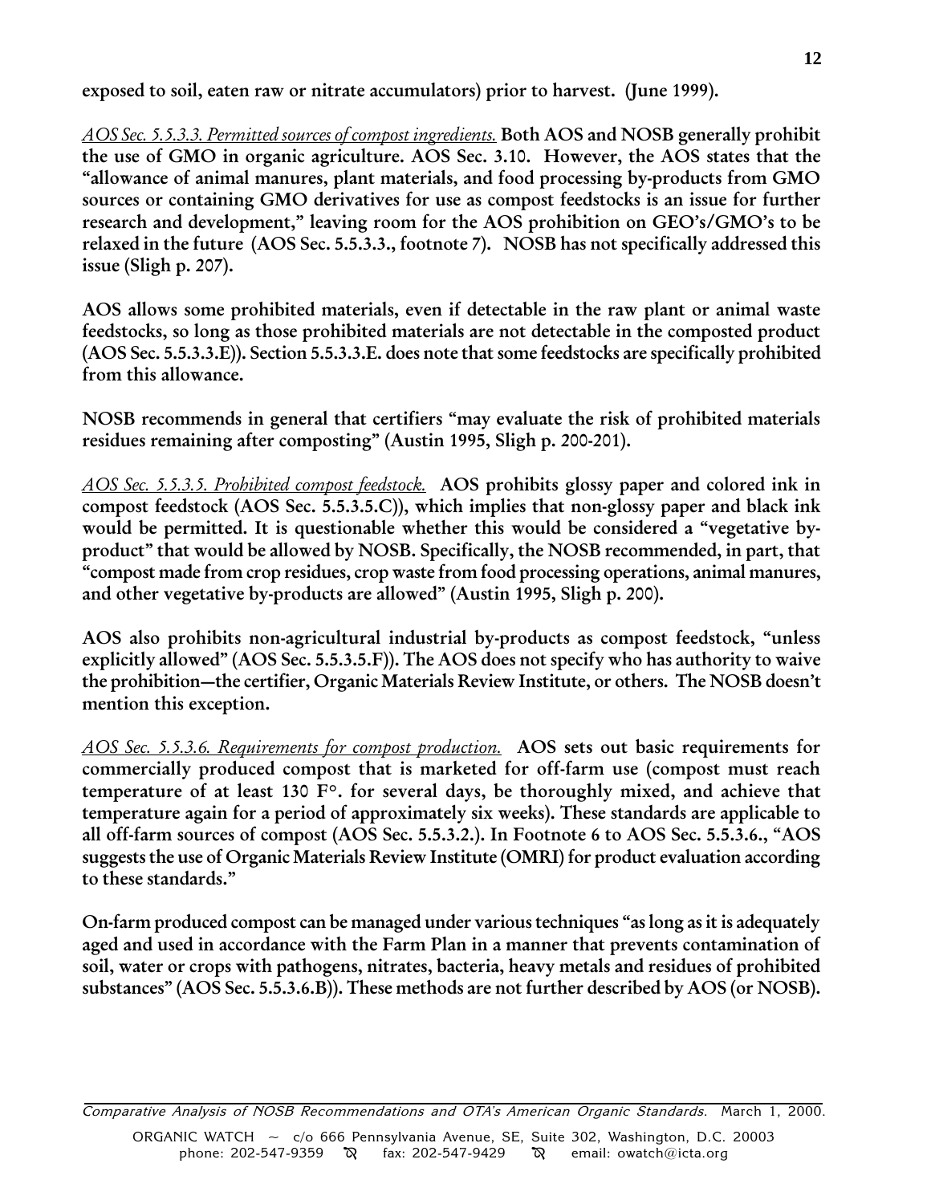**exposed to soil, eaten raw or nitrate accumulators) prior to harvest. (June 1999).**

*AOS Sec. 5.5.3.3. Permitted sources of compost ingredients.* **Both AOS and NOSB generally prohibit the use of GMO in organic agriculture. AOS Sec. 3.10. However, the AOS states that the "allowance of animal manures, plant materials, and food processing by-products from GMO sources or containing GMO derivatives for use as compost feedstocks is an issue for further research and development," leaving room for the AOS prohibition on GEO's/GMO's to be relaxed in the future (AOS Sec. 5.5.3.3., footnote 7). NOSB has not specifically addressed this issue (Sligh p. 207).**

**AOS allows some prohibited materials, even if detectable in the raw plant or animal waste feedstocks, so long as those prohibited materials are not detectable in the composted product (AOS Sec. 5.5.3.3.E)). Section 5.5.3.3.E. does note that some feedstocks are specifically prohibited from this allowance.**

**NOSB recommends in general that certifiers "may evaluate the risk of prohibited materials residues remaining after composting" (Austin 1995, Sligh p. 200-201).**

*AOS Sec. 5.5.3.5. Prohibited compost feedstock.* **AOS prohibits glossy paper and colored ink in compost feedstock (AOS Sec. 5.5.3.5.C)), which implies that non-glossy paper and black ink would be permitted. It is questionable whether this would be considered a "vegetative by-product" that would be allowed by NOSB. Specifically, the NOSB recommended, in part, that "compost made from crop residues, crop waste from food processing operations, animal manures, and other vegetative by-products are allowed" (Austin 1995, Sligh p. 200).**

**AOS also prohibits non-agricultural industrial by-products as compost feedstock, "unless explicitly allowed" (AOS Sec. 5.5.3.5.F)). The AOS does not specify who has authority to waive the prohibition—the certifier, Organic Materials Review Institute, or others. The NOSB doesn't mention this exception.**

*AOS Sec. 5.5.3.6. Requirements for compost production.* **AOS sets out basic requirements for commercially produced compost that is marketed for off-farm use (compost must reach temperature of at least 130 F°. for several days, be thoroughly mixed, and achieve that temperature again for a period of approximately six weeks). These standards are applicable to all off-farm sources of compost (AOS Sec. 5.5.3.2.). In Footnote 6 to AOS Sec. 5.5.3.6., "AOS suggests the use of Organic Materials Review Institute (OMRI) for product evaluation according to these standards."**

**On-farm produced compost can be managed under various techniques "as long as it is adequately aged and used in accordance with the Farm Plan in a manner that prevents contamination of soil, water or crops with pathogens, nitrates, bacteria, heavy metals and residues of prohibited substances" (AOS Sec. 5.5.3.6.B)). These methods are not further described by AOS (or NOSB).**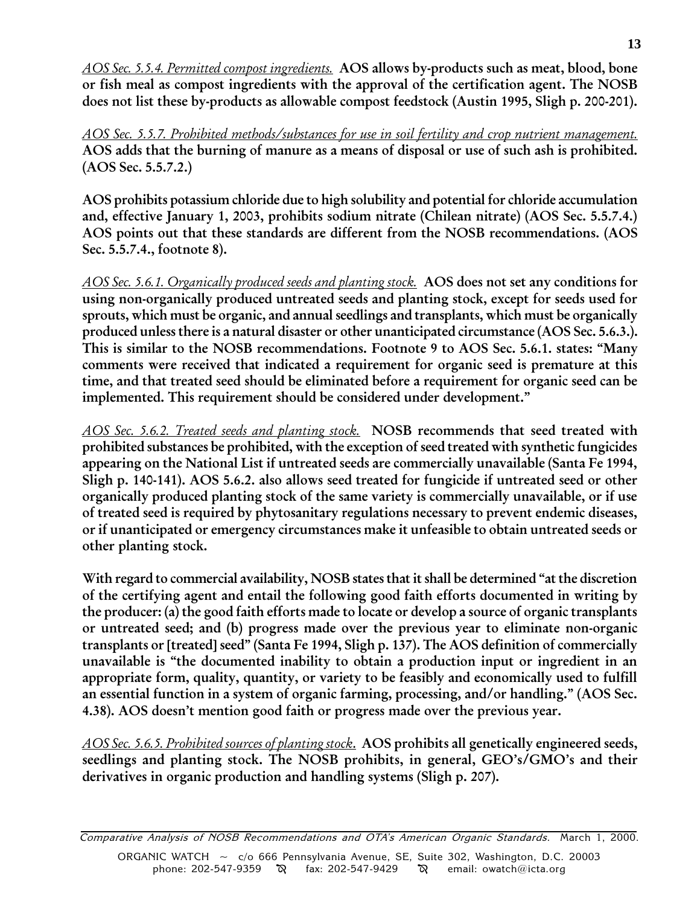*<u>AOS Sec. 5.5.4. Permitted compost ingredients.</u>* **AOS allows by-products such as meat, blood, bone or fish meal as compost ingredients with the approval of the certification agent. The NOSB does not list these by-products as allowable compost feedstock (Austin 1995, Sligh p. 200-201).**

*<u>AOS Sec. 5.5.7. Prohibited methods/substances for use in soil fertility and crop nutrient management.</u>* **AOS adds that the burning of manure as a means of disposal or use of such ash is prohibited. (AOS Sec. 5.5.7.2.)**

**AOS prohibits potassium chloride due to high solubility and potential for chloride accumulation and, effective January 1, 2003, prohibits sodium nitrate (Chilean nitrate) (AOS Sec. 5.5.7.4.) AOS points out that these standards are different from the NOSB recommendations. (AOS Sec. 5.5.7.4., footnote 8).**

*<u>AOS Sec. 5.6.1. Organically produced seeds and planting stock.</u>* **AOS does not set any conditions for using non-organically produced untreated seeds and planting stock, except for seeds used for sprouts, which must be organic, and annual seedlings and transplants, which must be organically produced unless there is a natural disaster or other unanticipated circumstance (AOS Sec. 5.6.3.). This is similar to the NOSB recommendations. Footnote 9 to AOS Sec. 5.6.1. states: "Many comments were received that indicated a requirement for organic seed is premature at this time, and that treated seed should be eliminated before a requirement for organic seed can be implemented. This requirement should be considered under development."**

*<u>AOS Sec. 5.6.2. Treated seeds and planting stock.</u>* **NOSB recommends that seed treated with prohibited substances be prohibited, with the exception of seed treated with synthetic fungicides appearing on the National List if untreated seeds are commercially unavailable (Santa Fe 1994, Sligh p. 140-141). AOS 5.6.2. also allows seed treated for fungicide if untreated seed or other organically produced planting stock of the same variety is commercially unavailable, or if use of treated seed is required by phytosanitary regulations necessary to prevent endemic diseases, or if unanticipated or emergency circumstances make it unfeasible to obtain untreated seeds or other planting stock.**

**With regard to commercial availability, NOSB states that it shall be determined "at the discretion of the certifying agent and entail the following good faith efforts documented in writing by the producer: (a) the good faith efforts made to locate or develop a source of organic transplants or untreated seed; and (b) progress made over the previous year to eliminate non-organic transplants or [treated] seed" (Santa Fe 1994, Sligh p. 137). The AOS definition of commercially unavailable is "the documented inability to obtain a production input or ingredient in an appropriate form, quality, quantity, or variety to be feasibly and economically used to fulfill an essential function in a system of organic farming, processing, and/or handling." (AOS Sec. 4.38). AOS doesn't mention good faith or progress made over the previous year.**

*<u>AOS Sec. 5.6.5. Prohibited sources of planting stock</u>*. **AOS prohibits all genetically engineered seeds, seedlings and planting stock. The NOSB prohibits, in general, GEO's/GMO's and their derivatives in organic production and handling systems (Sligh p. 207).**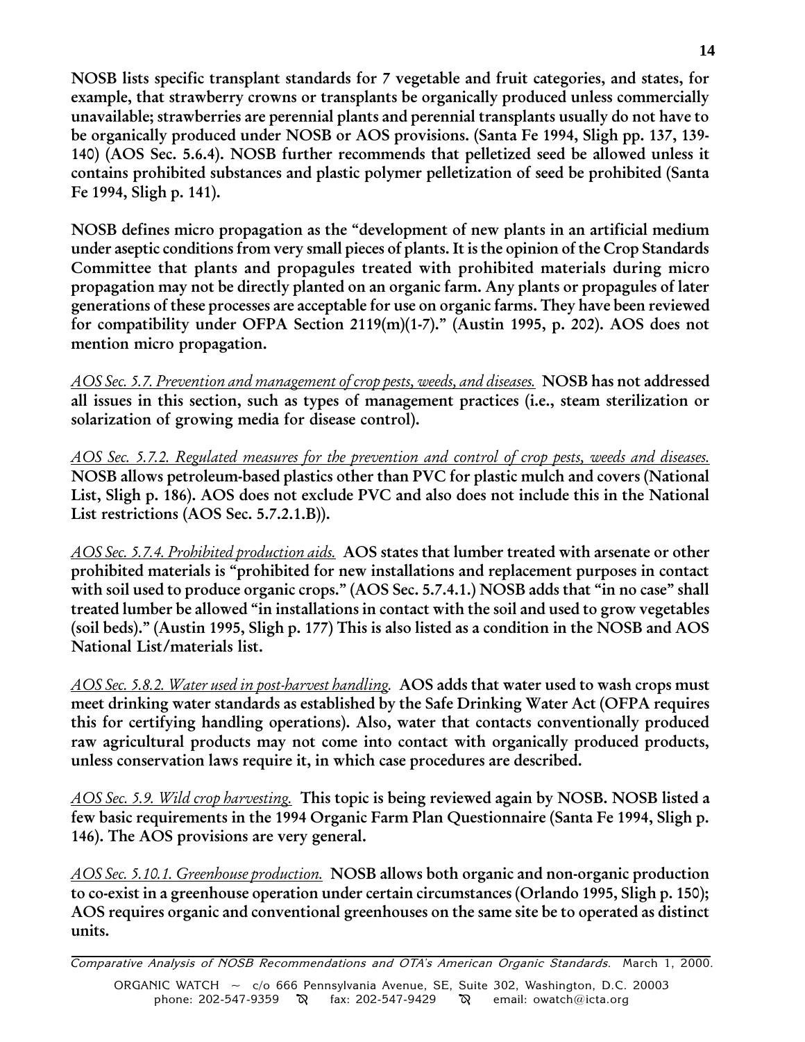**NOSB lists specific transplant standards for 7 vegetable and fruit categories, and states, for example, that strawberry crowns or transplants be organically produced unless commercially unavailable; strawberries are perennial plants and perennial transplants usually do not have to be organically produced under NOSB or AOS provisions. (Santa Fe 1994, Sligh pp. 137, 139-140) (AOS Sec. 5.6.4). NOSB further recommends that pelletized seed be allowed unless it contains prohibited substances and plastic polymer pelletization of seed be prohibited (Santa Fe 1994, Sligh p. 141).**

**NOSB defines micro propagation as the "development of new plants in an artificial medium under aseptic conditions from very small pieces of plants. It is the opinion of the Crop Standards Committee that plants and propagules treated with prohibited materials during micro propagation may not be directly planted on an organic farm. Any plants or propagules of later generations of these processes are acceptable for use on organic farms. They have been reviewed for compatibility under OFPA Section 2119(m)(1-7)." (Austin 1995, p. 202). AOS does not mention micro propagation.**

*AOS Sec. 5.7. Prevention and management of crop pests, weeds, and diseases.* **NOSB has not addressed all issues in this section, such as types of management practices (i.e., steam sterilization or solarization of growing media for disease control).**

*AOS Sec. 5.7.2. Regulated measures for the prevention and control of crop pests, weeds and diseases.* **NOSB allows petroleum-based plastics other than PVC for plastic mulch and covers (National List, Sligh p. 186). AOS does not exclude PVC and also does not include this in the National List restrictions (AOS Sec. 5.7.2.1.B)).**

*AOS Sec. 5.7.4. Prohibited production aids.* **AOS states that lumber treated with arsenate or other prohibited materials is "prohibited for new installations and replacement purposes in contact with soil used to produce organic crops." (AOS Sec. 5.7.4.1.) NOSB adds that "in no case" shall treated lumber be allowed "in installations in contact with the soil and used to grow vegetables (soil beds)." (Austin 1995, Sligh p. 177) This is also listed as a condition in the NOSB and AOS National List/materials list.**

*AOS Sec. 5.8.2. Water used in post-harvest handling.* **AOS adds that water used to wash crops must meet drinking water standards as established by the Safe Drinking Water Act (OFPA requires this for certifying handling operations). Also, water that contacts conventionally produced raw agricultural products may not come into contact with organically produced products, unless conservation laws require it, in which case procedures are described.**

*AOS Sec. 5.9. Wild crop harvesting.* **This topic is being reviewed again by NOSB. NOSB listed a few basic requirements in the 1994 Organic Farm Plan Questionnaire (Santa Fe 1994, Sligh p. 146). The AOS provisions are very general.**

*AOS Sec. 5.10.1. Greenhouse production.* **NOSB allows both organic and non-organic production to co-exist in a greenhouse operation under certain circumstances (Orlando 1995, Sligh p. 150); AOS requires organic and conventional greenhouses on the same site be to operated as distinct units.**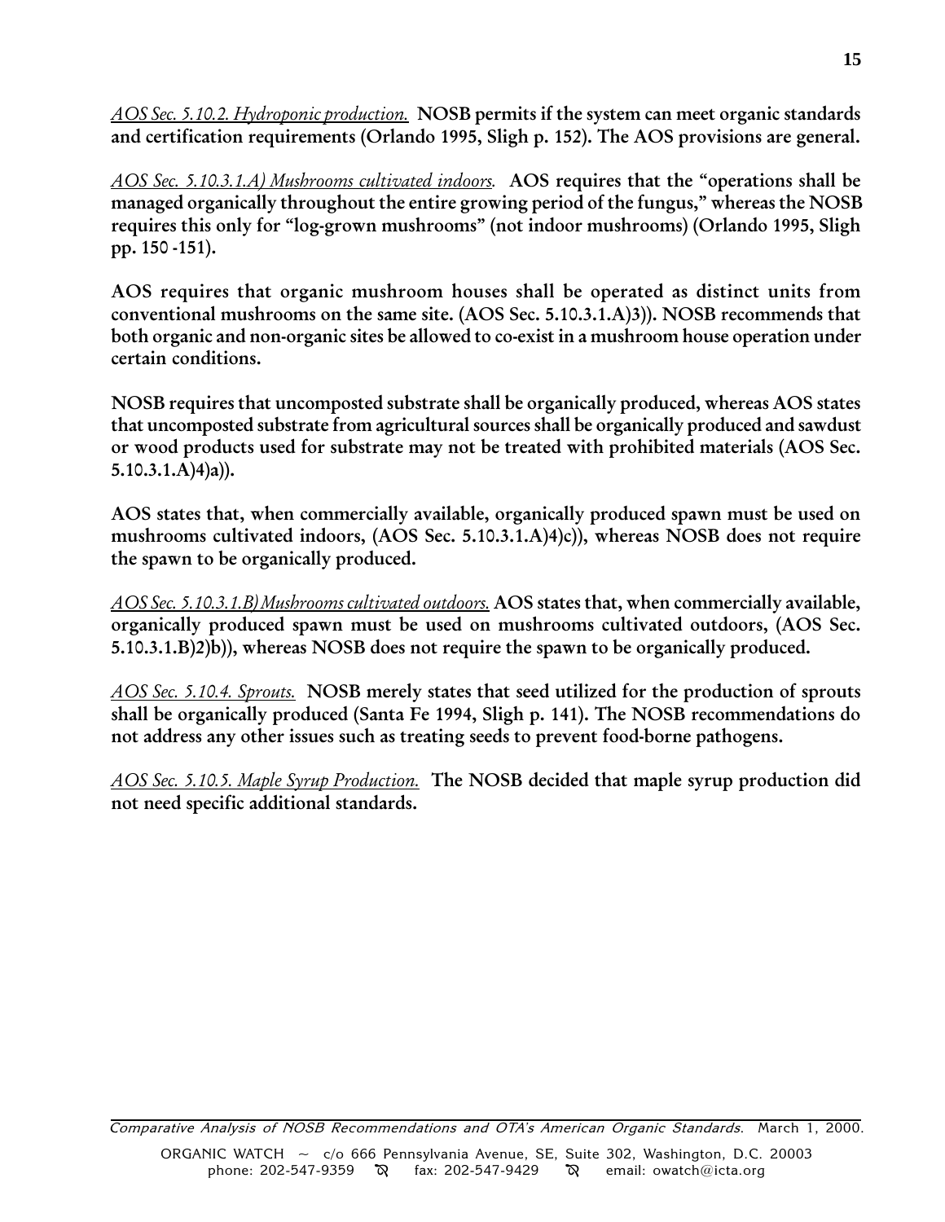*AOS Sec. 5.10.2. Hydroponic production.* **NOSB permits if the system can meet organic standards and certification requirements (Orlando 1995, Sligh p. 152). The AOS provisions are general.**

*AOS Sec. 5.10.3.1.A) Mushrooms cultivated indoors.* **AOS requires that the "operations shall be managed organically throughout the entire growing period of the fungus," whereas the NOSB requires this only for "log-grown mushrooms" (not indoor mushrooms) (Orlando 1995, Sligh pp. 150 -151).**

**AOS requires that organic mushroom houses shall be operated as distinct units from conventional mushrooms on the same site. (AOS Sec. 5.10.3.1.A)3)). NOSB recommends that both organic and non-organic sites be allowed to co-exist in a mushroom house operation under certain conditions.**

**NOSB requires that uncomposted substrate shall be organically produced, whereas AOS states that uncomposted substrate from agricultural sources shall be organically produced and sawdust or wood products used for substrate may not be treated with prohibited materials (AOS Sec. 5.10.3.1.A)4)a)).**

**AOS states that, when commercially available, organically produced spawn must be used on mushrooms cultivated indoors, (AOS Sec. 5.10.3.1.A)4)c)), whereas NOSB does not require the spawn to be organically produced.**

*AOS Sec. 5.10.3.1.B) Mushrooms cultivated outdoors.* **AOS states that, when commercially available, organically produced spawn must be used on mushrooms cultivated outdoors, (AOS Sec. 5.10.3.1.B)2)b)), whereas NOSB does not require the spawn to be organically produced.**

*AOS Sec. 5.10.4. Sprouts.* **NOSB merely states that seed utilized for the production of sprouts shall be organically produced (Santa Fe 1994, Sligh p. 141). The NOSB recommendations do not address any other issues such as treating seeds to prevent food-borne pathogens.**

*AOS Sec. 5.10.5. Maple Syrup Production.* **The NOSB decided that maple syrup production did not need specific additional standards.**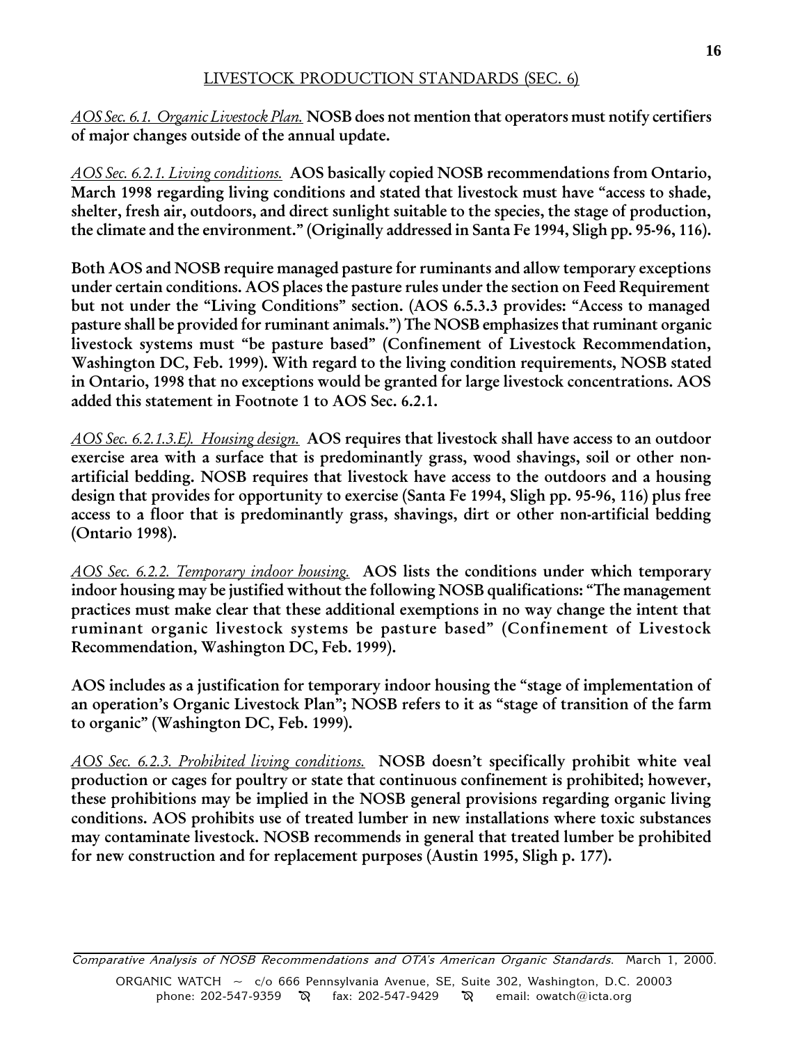## LIVESTOCK PRODUCTION STANDARDS (SEC. 6)

*AOS Sec. 6.1. Organic Livestock Plan.* **NOSB does not mention that operators must notify certifiers of major changes outside of the annual update.**

*AOS Sec. 6.2.1. Living conditions.* **AOS basically copied NOSB recommendations from Ontario, March 1998 regarding living conditions and stated that livestock must have "access to shade, shelter, fresh air, outdoors, and direct sunlight suitable to the species, the stage of production, the climate and the environment." (Originally addressed in Santa Fe 1994, Sligh pp. 95-96, 116).**

**Both AOS and NOSB require managed pasture for ruminants and allow temporary exceptions under certain conditions. AOS places the pasture rules under the section on Feed Requirement but not under the "Living Conditions" section. (AOS 6.5.3.3 provides: "Access to managed pasture shall be provided for ruminant animals.") The NOSB emphasizes that ruminant organic livestock systems must "be pasture based" (Confinement of Livestock Recommendation, Washington DC, Feb. 1999). With regard to the living condition requirements, NOSB stated in Ontario, 1998 that no exceptions would be granted for large livestock concentrations. AOS added this statement in Footnote 1 to AOS Sec. 6.2.1.**

*AOS Sec. 6.2.1.3.E). Housing design.* **AOS requires that livestock shall have access to an outdoor exercise area with a surface that is predominantly grass, wood shavings, soil or other non-artificial bedding. NOSB requires that livestock have access to the outdoors and a housing design that provides for opportunity to exercise (Santa Fe 1994, Sligh pp. 95-96, 116) plus free access to a floor that is predominantly grass, shavings, dirt or other non-artificial bedding (Ontario 1998).**

*AOS Sec. 6.2.2. Temporary indoor housing.* **AOS lists the conditions under which temporary indoor housing may be justified without the following NOSB qualifications: "The management practices must make clear that these additional exemptions in no way change the intent that ruminant organic livestock systems be pasture based" (Confinement of Livestock Recommendation, Washington DC, Feb. 1999).**

**AOS includes as a justification for temporary indoor housing the "stage of implementation of an operation's Organic Livestock Plan"; NOSB refers to it as "stage of transition of the farm to organic" (Washington DC, Feb. 1999).**

*AOS Sec. 6.2.3. Prohibited living conditions.* **NOSB doesn't specifically prohibit white veal production or cages for poultry or state that continuous confinement is prohibited; however, these prohibitions may be implied in the NOSB general provisions regarding organic living conditions. AOS prohibits use of treated lumber in new installations where toxic substances may contaminate livestock. NOSB recommends in general that treated lumber be prohibited for new construction and for replacement purposes (Austin 1995, Sligh p. 177).**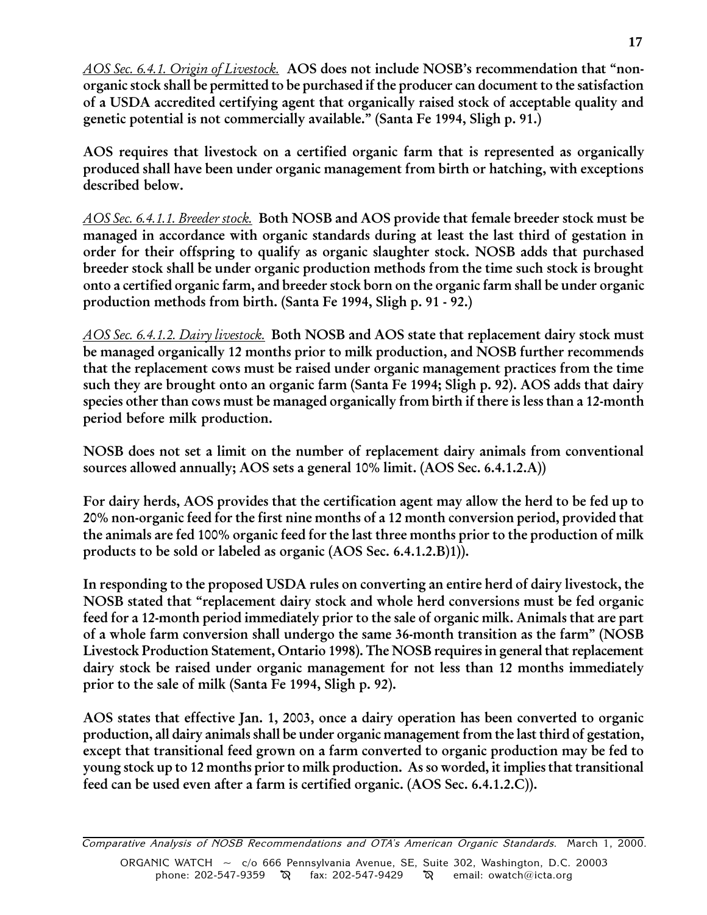*AOS Sec. 6.4.1. Origin of Livestock.* **AOS does not include NOSB's recommendation that "non-organic stock shall be permitted to be purchased if the producer can document to the satisfaction of a USDA accredited certifying agent that organically raised stock of acceptable quality and genetic potential is not commercially available." (Santa Fe 1994, Sligh p. 91.)**

**AOS requires that livestock on a certified organic farm that is represented as organically produced shall have been under organic management from birth or hatching, with exceptions described below.**

*AOS Sec. 6.4.1.1. Breeder stock.* **Both NOSB and AOS provide that female breeder stock must be managed in accordance with organic standards during at least the last third of gestation in order for their offspring to qualify as organic slaughter stock. NOSB adds that purchased breeder stock shall be under organic production methods from the time such stock is brought onto a certified organic farm, and breeder stock born on the organic farm shall be under organic production methods from birth. (Santa Fe 1994, Sligh p. 91 - 92.)**

*AOS Sec. 6.4.1.2. Dairy livestock.* **Both NOSB and AOS state that replacement dairy stock must be managed organically 12 months prior to milk production, and NOSB further recommends that the replacement cows must be raised under organic management practices from the time such they are brought onto an organic farm (Santa Fe 1994; Sligh p. 92). AOS adds that dairy species other than cows must be managed organically from birth if there is less than a 12-month period before milk production.**

**NOSB does not set a limit on the number of replacement dairy animals from conventional sources allowed annually; AOS sets a general 10% limit. (AOS Sec. 6.4.1.2.A))**

**For dairy herds, AOS provides that the certification agent may allow the herd to be fed up to 20% non-organic feed for the first nine months of a 12 month conversion period, provided that the animals are fed 100% organic feed for the last three months prior to the production of milk products to be sold or labeled as organic (AOS Sec. 6.4.1.2.B)1)).**

**In responding to the proposed USDA rules on converting an entire herd of dairy livestock, the NOSB stated that "replacement dairy stock and whole herd conversions must be fed organic feed for a 12-month period immediately prior to the sale of organic milk. Animals that are part of a whole farm conversion shall undergo the same 36-month transition as the farm" (NOSB Livestock Production Statement, Ontario 1998). The NOSB requires in general that replacement dairy stock be raised under organic management for not less than 12 months immediately prior to the sale of milk (Santa Fe 1994, Sligh p. 92).**

**AOS states that effective Jan. 1, 2003, once a dairy operation has been converted to organic production, all dairy animals shall be under organic management from the last third of gestation, except that transitional feed grown on a farm converted to organic production may be fed to young stock up to 12 months prior to milk production. As so worded, it implies that transitional feed can be used even after a farm is certified organic. (AOS Sec. 6.4.1.2.C)).**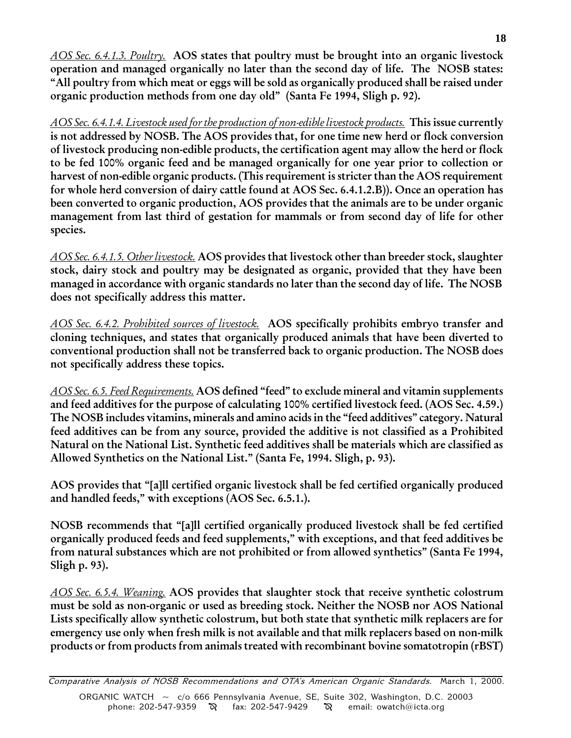*AOS Sec. 6.4.1.3. Poultry.* **AOS states that poultry must be brought into an organic livestock operation and managed organically no later than the second day of life. The NOSB states: "All poultry from which meat or eggs will be sold as organically produced shall be raised under organic production methods from one day old" (Santa Fe 1994, Sligh p. 92).**

*AOS Sec. 6.4.1.4. Livestock used for the production of non-edible livestock products.* **This issue currently is not addressed by NOSB. The AOS provides that, for one time new herd or flock conversion of livestock producing non-edible products, the certification agent may allow the herd or flock to be fed 100% organic feed and be managed organically for one year prior to collection or harvest of non-edible organic products. (This requirement is stricter than the AOS requirement for whole herd conversion of dairy cattle found at AOS Sec. 6.4.1.2.B)). Once an operation has been converted to organic production, AOS provides that the animals are to be under organic management from last third of gestation for mammals or from second day of life for other species.**

*AOS Sec. 6.4.1.5. Other livestock.* **AOS provides that livestock other than breeder stock, slaughter stock, dairy stock and poultry may be designated as organic, provided that they have been managed in accordance with organic standards no later than the second day of life. The NOSB does not specifically address this matter.**

*AOS Sec. 6.4.2. Prohibited sources of livestock.* **AOS specifically prohibits embryo transfer and cloning techniques, and states that organically produced animals that have been diverted to conventional production shall not be transferred back to organic production. The NOSB does not specifically address these topics.**

*AOS Sec. 6.5. Feed Requirements.* **AOS defined "feed" to exclude mineral and vitamin supplements and feed additives for the purpose of calculating 100% certified livestock feed. (AOS Sec. 4.59.) The NOSB includes vitamins, minerals and amino acids in the "feed additives" category. Natural feed additives can be from any source, provided the additive is not classified as a Prohibited Natural on the National List. Synthetic feed additives shall be materials which are classified as Allowed Synthetics on the National List." (Santa Fe, 1994. Sligh, p. 93).**

**AOS provides that "[a]ll certified organic livestock shall be fed certified organically produced and handled feeds," with exceptions (AOS Sec. 6.5.1.).**

**NOSB recommends that "[a]ll certified organically produced livestock shall be fed certified organically produced feeds and feed supplements," with exceptions, and that feed additives be from natural substances which are not prohibited or from allowed synthetics" (Santa Fe 1994, Sligh p. 93).**

*AOS Sec. 6.5.4. Weaning.* **AOS provides that slaughter stock that receive synthetic colostrum must be sold as non-organic or used as breeding stock. Neither the NOSB nor AOS National Lists specifically allow synthetic colostrum, but both state that synthetic milk replacers are for emergency use only when fresh milk is not available and that milk replacers based on non-milk products or from products from animals treated with recombinant bovine somatotropin (rBST)**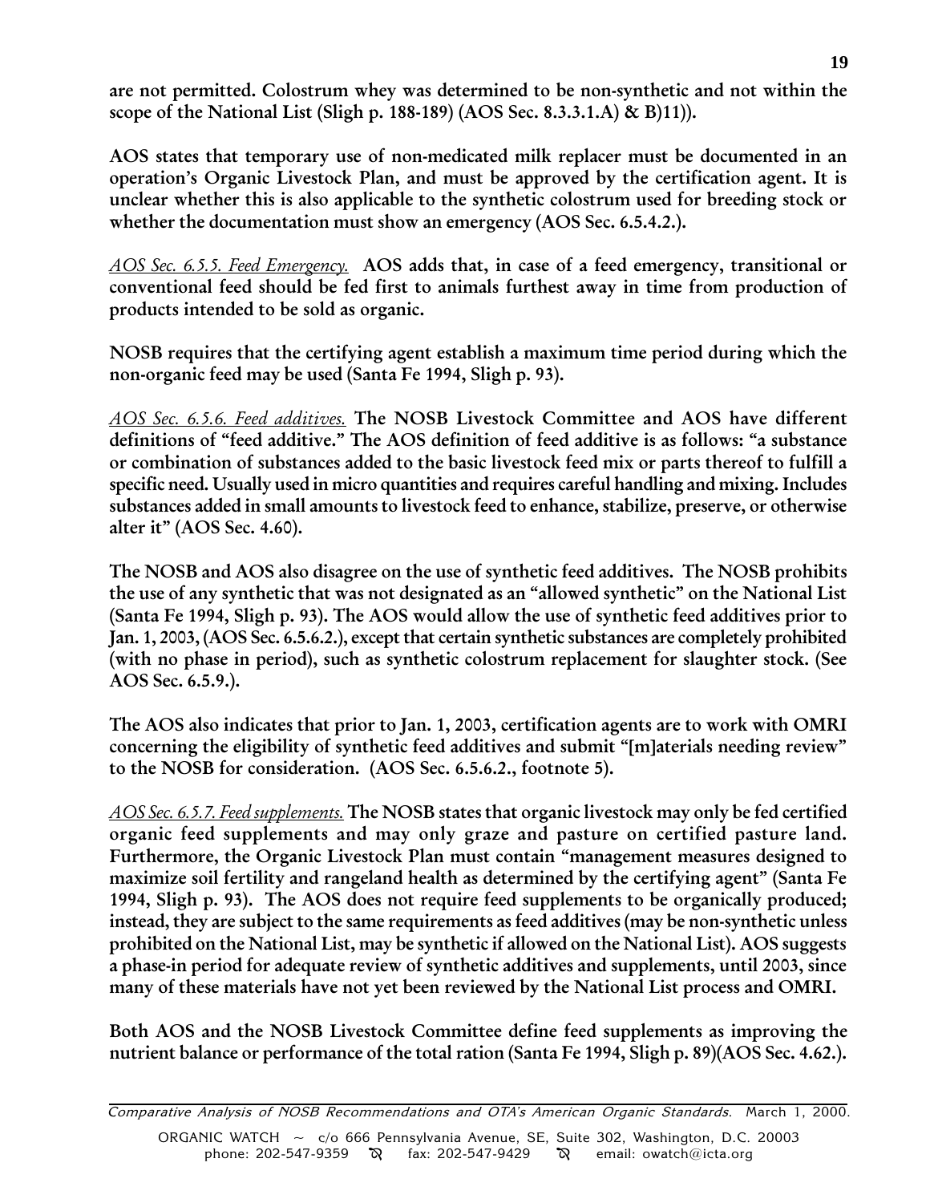**are not permitted. Colostrum whey was determined to be non-synthetic and not within the scope of the National List (Sligh p. 188-189) (AOS Sec. 8.3.3.1.A) & B)11)).**

**AOS states that temporary use of non-medicated milk replacer must be documented in an operation's Organic Livestock Plan, and must be approved by the certification agent. It is unclear whether this is also applicable to the synthetic colostrum used for breeding stock or whether the documentation must show an emergency (AOS Sec. 6.5.4.2.).**

*AOS Sec. 6.5.5. Feed Emergency.* **AOS adds that, in case of a feed emergency, transitional or conventional feed should be fed first to animals furthest away in time from production of products intended to be sold as organic.**

**NOSB requires that the certifying agent establish a maximum time period during which the non-organic feed may be used (Santa Fe 1994, Sligh p. 93).**

*AOS Sec. 6.5.6. Feed additives.* **The NOSB Livestock Committee and AOS have different definitions of "feed additive." The AOS definition of feed additive is as follows: "a substance or combination of substances added to the basic livestock feed mix or parts thereof to fulfill a specific need. Usually used in micro quantities and requires careful handling and mixing. Includes substances added in small amounts to livestock feed to enhance, stabilize, preserve, or otherwise alter it" (AOS Sec. 4.60).**

**The NOSB and AOS also disagree on the use of synthetic feed additives. The NOSB prohibits the use of any synthetic that was not designated as an "allowed synthetic" on the National List (Santa Fe 1994, Sligh p. 93). The AOS would allow the use of synthetic feed additives prior to Jan. 1, 2003, (AOS Sec. 6.5.6.2.), except that certain synthetic substances are completely prohibited (with no phase in period), such as synthetic colostrum replacement for slaughter stock. (See AOS Sec. 6.5.9.).**

**The AOS also indicates that prior to Jan. 1, 2003, certification agents are to work with OMRI concerning the eligibility of synthetic feed additives and submit "[m]aterials needing review" to the NOSB for consideration. (AOS Sec. 6.5.6.2., footnote 5).**

*AOS Sec. 6.5.7. Feed supplements.* **The NOSB states that organic livestock may only be fed certified organic feed supplements and may only graze and pasture on certified pasture land. Furthermore, the Organic Livestock Plan must contain "management measures designed to maximize soil fertility and rangeland health as determined by the certifying agent" (Santa Fe 1994, Sligh p. 93). The AOS does not require feed supplements to be organically produced; instead, they are subject to the same requirements as feed additives (may be non-synthetic unless prohibited on the National List, may be synthetic if allowed on the National List). AOS suggests a phase-in period for adequate review of synthetic additives and supplements, until 2003, since many of these materials have not yet been reviewed by the National List process and OMRI.**

**Both AOS and the NOSB Livestock Committee define feed supplements as improving the nutrient balance or performance of the total ration (Santa Fe 1994, Sligh p. 89)(AOS Sec. 4.62.).**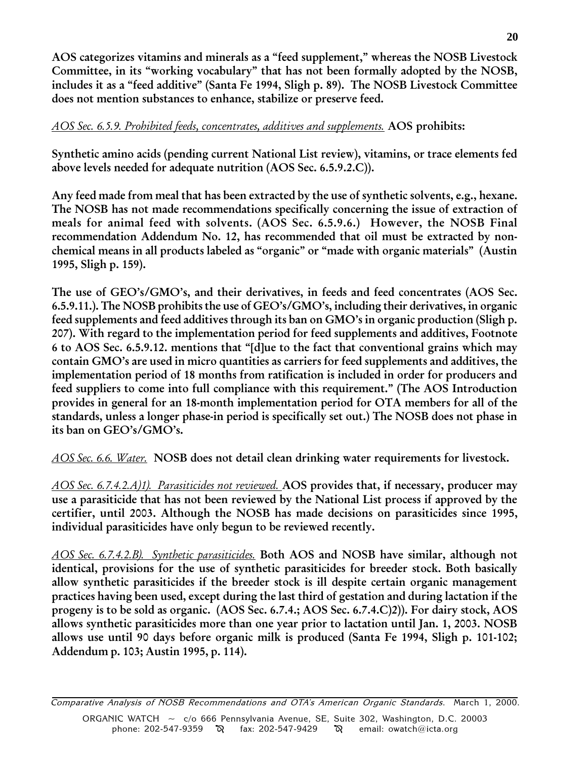**AOS categorizes vitamins and minerals as a "feed supplement," whereas the NOSB Livestock Committee, in its "working vocabulary" that has not been formally adopted by the NOSB, includes it as a "feed additive" (Santa Fe 1994, Sligh p. 89). The NOSB Livestock Committee does not mention substances to enhance, stabilize or preserve feed.**

*AOS Sec. 6.5.9. Prohibited feeds, concentrates, additives and supplements.* **AOS prohibits:**

**Synthetic amino acids (pending current National List review), vitamins, or trace elements fed above levels needed for adequate nutrition (AOS Sec. 6.5.9.2.C)).**

**Any feed made from meal that has been extracted by the use of synthetic solvents, e.g., hexane. The NOSB has not made recommendations specifically concerning the issue of extraction of meals for animal feed with solvents. (AOS Sec. 6.5.9.6.) However, the NOSB Final recommendation Addendum No. 12, has recommended that oil must be extracted by non-chemical means in all products labeled as "organic" or "made with organic materials" (Austin 1995, Sligh p. 159).**

**The use of GEO's/GMO's, and their derivatives, in feeds and feed concentrates (AOS Sec. 6.5.9.11.). The NOSB prohibits the use of GEO's/GMO's, including their derivatives, in organic feed supplements and feed additives through its ban on GMO's in organic production (Sligh p. 207). With regard to the implementation period for feed supplements and additives, Footnote 6 to AOS Sec. 6.5.9.12. mentions that "[d]ue to the fact that conventional grains which may contain GMO's are used in micro quantities as carriers for feed supplements and additives, the implementation period of 18 months from ratification is included in order for producers and feed suppliers to come into full compliance with this requirement." (The AOS Introduction provides in general for an 18-month implementation period for OTA members for all of the standards, unless a longer phase-in period is specifically set out.) The NOSB does not phase in its ban on GEO's/GMO's.**

*AOS Sec. 6.6. Water.* **NOSB does not detail clean drinking water requirements for livestock.**

*AOS Sec. 6.7.4.2.A)1). Parasiticides not reviewed.* **AOS provides that, if necessary, producer may use a parasiticide that has not been reviewed by the National List process if approved by the certifier, until 2003. Although the NOSB has made decisions on parasiticides since 1995, individual parasiticides have only begun to be reviewed recently.**

*AOS Sec. 6.7.4.2.B). Synthetic parasiticides.* **Both AOS and NOSB have similar, although not identical, provisions for the use of synthetic parasiticides for breeder stock. Both basically allow synthetic parasiticides if the breeder stock is ill despite certain organic management practices having been used, except during the last third of gestation and during lactation if the progeny is to be sold as organic. (AOS Sec. 6.7.4.; AOS Sec. 6.7.4.C)2)). For dairy stock, AOS allows synthetic parasiticides more than one year prior to lactation until Jan. 1, 2003. NOSB allows use until 90 days before organic milk is produced (Santa Fe 1994, Sligh p. 101-102; Addendum p. 103; Austin 1995, p. 114).**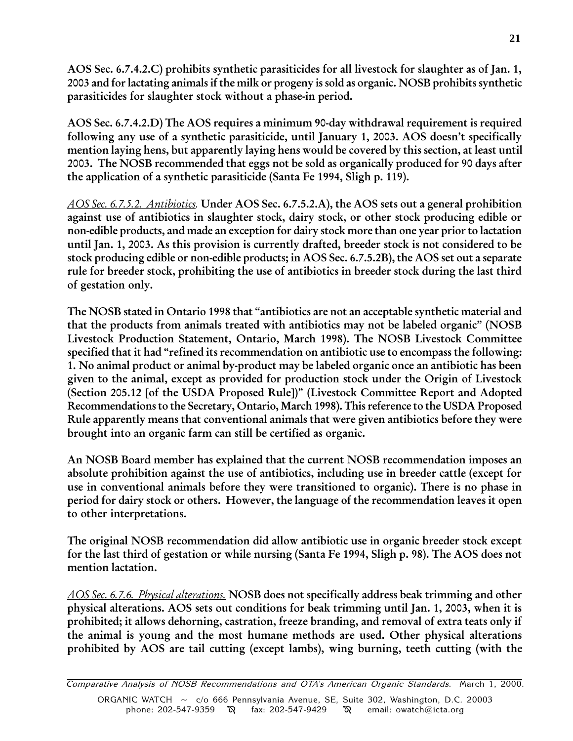**AOS Sec. 6.7.4.2.C) prohibits synthetic parasiticides for all livestock for slaughter as of Jan. 1, 2003 and for lactating animals if the milk or progeny is sold as organic. NOSB prohibits synthetic parasiticides for slaughter stock without a phase-in period.**

**AOS Sec. 6.7.4.2.D) The AOS requires a minimum 90-day withdrawal requirement is required following any use of a synthetic parasiticide, until January 1, 2003. AOS doesn't specifically mention laying hens, but apparently laying hens would be covered by this section, at least until 2003. The NOSB recommended that eggs not be sold as organically produced for 90 days after the application of a synthetic parasiticide (Santa Fe 1994, Sligh p. 119).**

*AOS Sec. 6.7.5.2. Antibiotics.* **Under AOS Sec. 6.7.5.2.A), the AOS sets out a general prohibition against use of antibiotics in slaughter stock, dairy stock, or other stock producing edible or non-edible products, and made an exception for dairy stock more than one year prior to lactation until Jan. 1, 2003. As this provision is currently drafted, breeder stock is not considered to be stock producing edible or non-edible products; in AOS Sec. 6.7.5.2B), the AOS set out a separate rule for breeder stock, prohibiting the use of antibiotics in breeder stock during the last third of gestation only.**

**The NOSB stated in Ontario 1998 that "antibiotics are not an acceptable synthetic material and that the products from animals treated with antibiotics may not be labeled organic" (NOSB Livestock Production Statement, Ontario, March 1998). The NOSB Livestock Committee specified that it had "refined its recommendation on antibiotic use to encompass the following: 1. No animal product or animal by-product may be labeled organic once an antibiotic has been given to the animal, except as provided for production stock under the Origin of Livestock (Section 205.12 [of the USDA Proposed Rule])" (Livestock Committee Report and Adopted Recommendations to the Secretary, Ontario, March 1998). This reference to the USDA Proposed Rule apparently means that conventional animals that were given antibiotics before they were brought into an organic farm can still be certified as organic.**

**An NOSB Board member has explained that the current NOSB recommendation imposes an absolute prohibition against the use of antibiotics, including use in breeder cattle (except for use in conventional animals before they were transitioned to organic). There is no phase in period for dairy stock or others. However, the language of the recommendation leaves it open to other interpretations.**

**The original NOSB recommendation did allow antibiotic use in organic breeder stock except for the last third of gestation or while nursing (Santa Fe 1994, Sligh p. 98). The AOS does not mention lactation.**

*AOS Sec. 6.7.6. Physical alterations.* **NOSB does not specifically address beak trimming and other physical alterations. AOS sets out conditions for beak trimming until Jan. 1, 2003, when it is prohibited; it allows dehorning, castration, freeze branding, and removal of extra teats only if the animal is young and the most humane methods are used. Other physical alterations prohibited by AOS are tail cutting (except lambs), wing burning, teeth cutting (with the**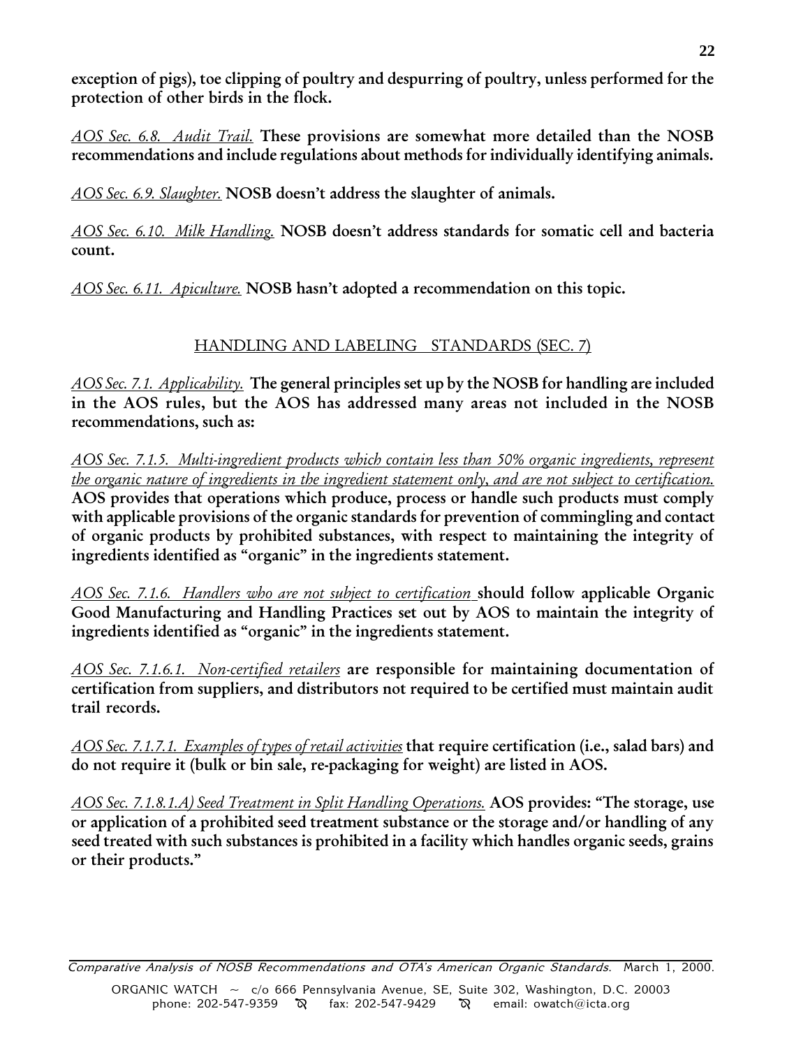**exception of pigs), toe clipping of poultry and despurring of poultry, unless performed for the protection of other birds in the flock.**

*AOS Sec. 6.8. Audit Trail.* **These provisions are somewhat more detailed than the NOSB recommendations and include regulations about methods for individually identifying animals.**

*AOS Sec. 6.9. Slaughter.* **NOSB doesn't address the slaughter of animals.**

*AOS Sec. 6.10. Milk Handling.* **NOSB doesn't address standards for somatic cell and bacteria count.**

*AOS Sec. 6.11. Apiculture.* **NOSB hasn't adopted a recommendation on this topic.**

## HANDLING AND LABELING STANDARDS (SEC. 7)

*AOS Sec. 7.1. Applicability.* **The general principles set up by the NOSB for handling are included in the AOS rules, but the AOS has addressed many areas not included in the NOSB recommendations, such as:**

*AOS Sec. 7.1.5. Multi-ingredient products which contain less than 50% organic ingredients, represent the organic nature of ingredients in the ingredient statement only, and are not subject to certification.* **AOS provides that operations which produce, process or handle such products must comply with applicable provisions of the organic standards for prevention of commingling and contact of organic products by prohibited substances, with respect to maintaining the integrity of ingredients identified as "organic" in the ingredients statement.**

*AOS Sec. 7.1.6. Handlers who are not subject to certification* **should follow applicable Organic Good Manufacturing and Handling Practices set out by AOS to maintain the integrity of ingredients identified as "organic" in the ingredients statement.**

*AOS Sec. 7.1.6.1. Non-certified retailers* **are responsible for maintaining documentation of certification from suppliers, and distributors not required to be certified must maintain audit trail records.**

*AOS Sec. 7.1.7.1. Examples of types of retail activities* **that require certification (i.e., salad bars) and do not require it (bulk or bin sale, re-packaging for weight) are listed in AOS.**

*AOS Sec. 7.1.8.1.A) Seed Treatment in Split Handling Operations.* **AOS provides: "The storage, use or application of a prohibited seed treatment substance or the storage and/or handling of any seed treated with such substances is prohibited in a facility which handles organic seeds, grains or their products."**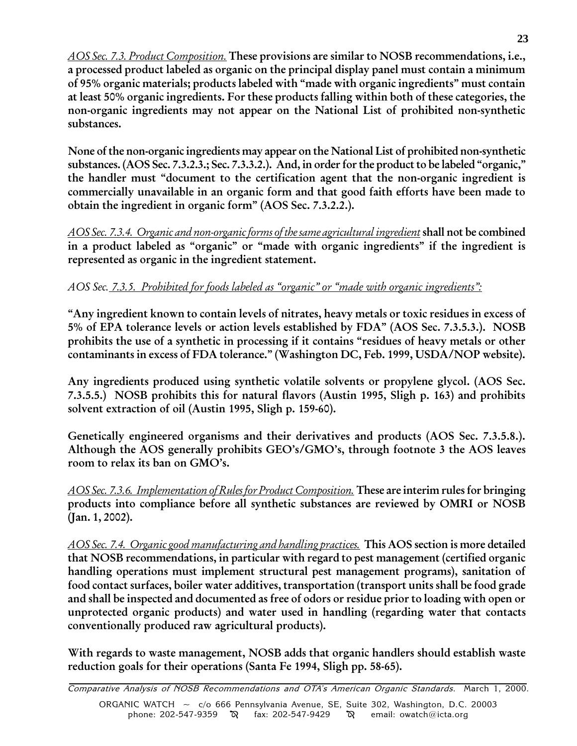*<u>AOS Sec. 7.3. Product Composition.</u>* **These provisions are similar to NOSB recommendations, i.e., a processed product labeled as organic on the principal display panel must contain a minimum of 95% organic materials; products labeled with "made with organic ingredients" must contain at least 50% organic ingredients. For these products falling within both of these categories, the non-organic ingredients may not appear on the National List of prohibited non-synthetic substances.**

**None of the non-organic ingredients may appear on the National List of prohibited non-synthetic substances. (AOS Sec. 7.3.2.3.; Sec. 7.3.3.2.). And, in order for the product to be labeled "organic," the handler must "document to the certification agent that the non-organic ingredient is commercially unavailable in an organic form and that good faith efforts have been made to obtain the ingredient in organic form" (AOS Sec. 7.3.2.2.).**

*<u>AOS Sec. 7.3.4. Organic and non-organic forms of the same agricultural ingredient</u>* **shall not be combined in a product labeled as "organic" or "made with organic ingredients" if the ingredient is represented as organic in the ingredient statement.**

*AOS Sec. <u>7.3.5. Prohibited for foods labeled as "organic" or "made with organic ingredients":</u>*

**"Any ingredient known to contain levels of nitrates, heavy metals or toxic residues in excess of 5% of EPA tolerance levels or action levels established by FDA" (AOS Sec. 7.3.5.3.). NOSB prohibits the use of a synthetic in processing if it contains "residues of heavy metals or other contaminants in excess of FDA tolerance." (Washington DC, Feb. 1999, USDA/NOP website).**

**Any ingredients produced using synthetic volatile solvents or propylene glycol. (AOS Sec. 7.3.5.5.) NOSB prohibits this for natural flavors (Austin 1995, Sligh p. 163) and prohibits solvent extraction of oil (Austin 1995, Sligh p. 159-60).**

**Genetically engineered organisms and their derivatives and products (AOS Sec. 7.3.5.8.). Although the AOS generally prohibits GEO's/GMO's, through footnote 3 the AOS leaves room to relax its ban on GMO's.**

*<u>AOS Sec. 7.3.6. Implementation of Rules for Product Composition.</u>* **These are interim rules for bringing products into compliance before all synthetic substances are reviewed by OMRI or NOSB (Jan. 1, 2002).**

*<u>AOS Sec. 7.4. Organic good manufacturing and handling practices.</u>* **This AOS section is more detailed that NOSB recommendations, in particular with regard to pest management (certified organic handling operations must implement structural pest management programs), sanitation of food contact surfaces, boiler water additives, transportation (transport units shall be food grade and shall be inspected and documented as free of odors or residue prior to loading with open or unprotected organic products) and water used in handling (regarding water that contacts conventionally produced raw agricultural products).**

**With regards to waste management, NOSB adds that organic handlers should establish waste reduction goals for their operations (Santa Fe 1994, Sligh pp. 58-65).**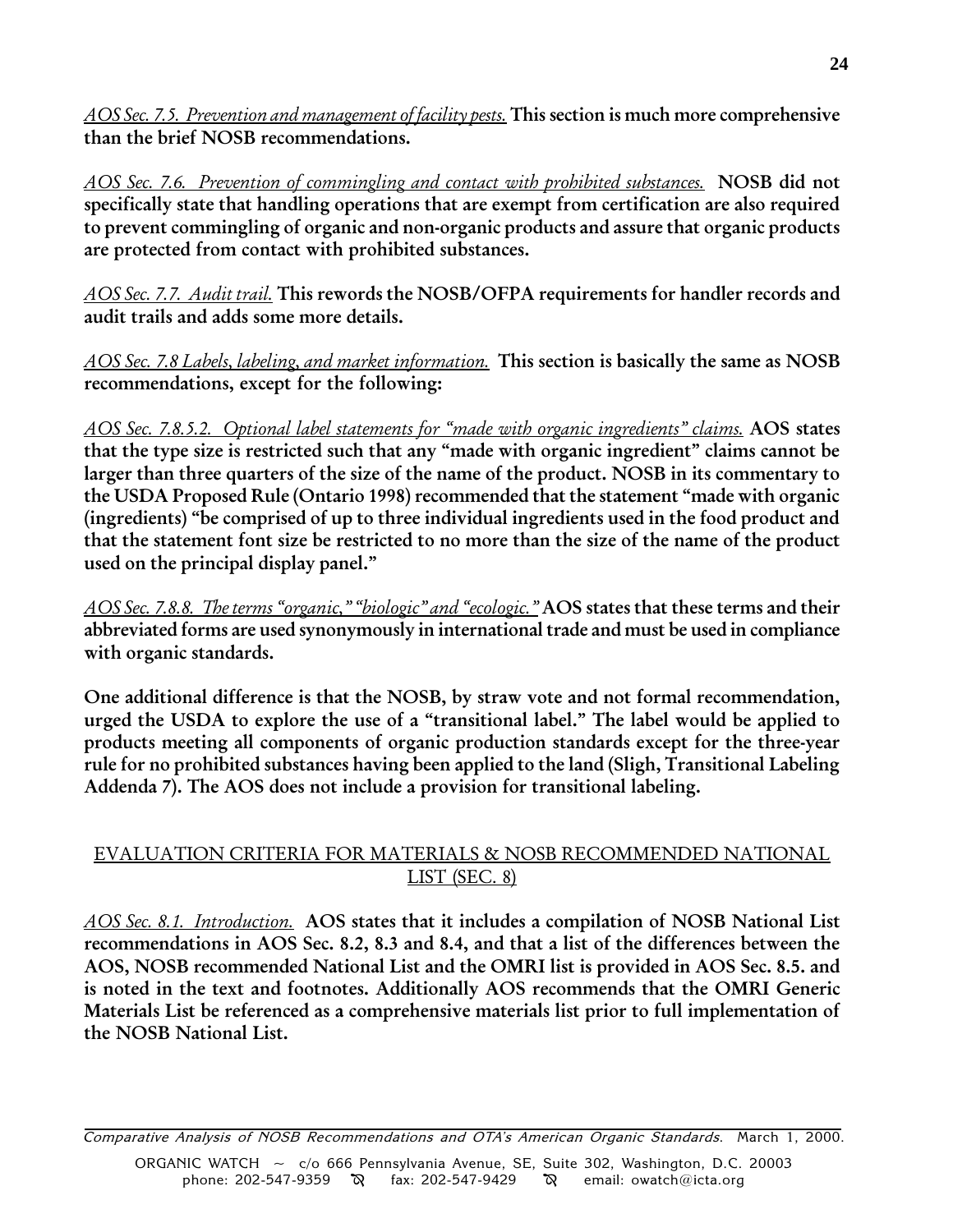*AOS Sec. 7.5. Prevention and management of facility pests.* **This section is much more comprehensive than the brief NOSB recommendations.**

*AOS Sec. 7.6. Prevention of commingling and contact with prohibited substances.* **NOSB did not specifically state that handling operations that are exempt from certification are also required to prevent commingling of organic and non-organic products and assure that organic products are protected from contact with prohibited substances.**

*AOS Sec. 7.7. Audit trail.* **This rewords the NOSB/OFPA requirements for handler records and audit trails and adds some more details.**

*AOS Sec. 7.8 Labels, labeling, and market information.* **This section is basically the same as NOSB recommendations, except for the following:**

*AOS Sec. 7.8.5.2. Optional label statements for "made with organic ingredients" claims.* **AOS states that the type size is restricted such that any "made with organic ingredient" claims cannot be larger than three quarters of the size of the name of the product. NOSB in its commentary to the USDA Proposed Rule (Ontario 1998) recommended that the statement "made with organic (ingredients) "be comprised of up to three individual ingredients used in the food product and that the statement font size be restricted to no more than the size of the name of the product used on the principal display panel."**

*AOS Sec. 7.8.8. The terms "organic," "biologic" and "ecologic."* **AOS states that these terms and their abbreviated forms are used synonymously in international trade and must be used in compliance with organic standards.**

**One additional difference is that the NOSB, by straw vote and not formal recommendation, urged the USDA to explore the use of a "transitional label." The label would be applied to products meeting all components of organic production standards except for the three-year rule for no prohibited substances having been applied to the land (Sligh, Transitional Labeling Addenda 7). The AOS does not include a provision for transitional labeling.**

## EVALUATION CRITERIA FOR MATERIALS & NOSB RECOMMENDED NATIONAL LIST (SEC. 8)

*AOS Sec. 8.1. Introduction.* **AOS states that it includes a compilation of NOSB National List recommendations in AOS Sec. 8.2, 8.3 and 8.4, and that a list of the differences between the AOS, NOSB recommended National List and the OMRI list is provided in AOS Sec. 8.5. and is noted in the text and footnotes. Additionally AOS recommends that the OMRI Generic Materials List be referenced as a comprehensive materials list prior to full implementation of the NOSB National List.**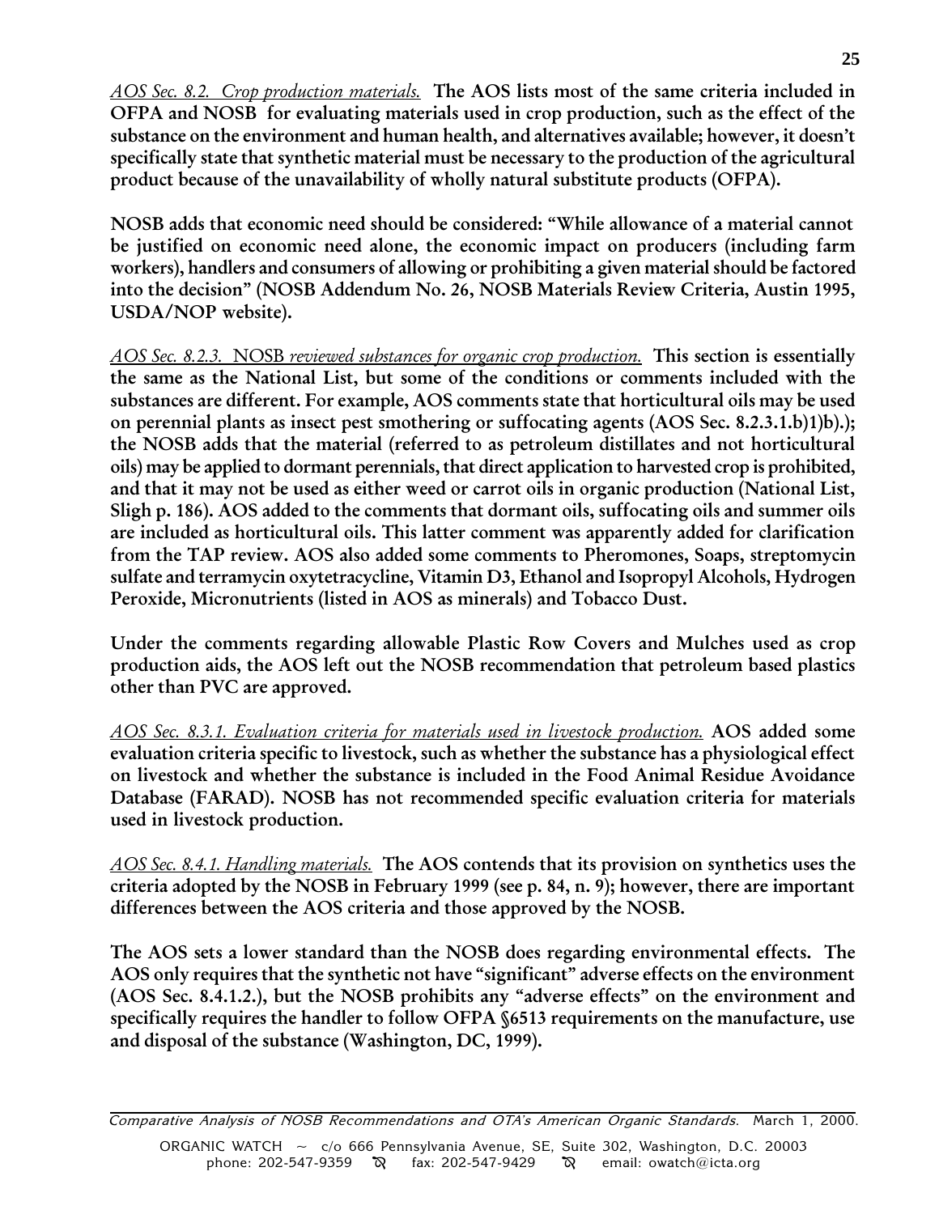*AOS Sec. 8.2. Crop production materials.* **The AOS lists most of the same criteria included in OFPA and NOSB for evaluating materials used in crop production, such as the effect of the substance on the environment and human health, and alternatives available; however, it doesn't specifically state that synthetic material must be necessary to the production of the agricultural product because of the unavailability of wholly natural substitute products (OFPA).**

**NOSB adds that economic need should be considered: "While allowance of a material cannot be justified on economic need alone, the economic impact on producers (including farm workers), handlers and consumers of allowing or prohibiting a given material should be factored into the decision" (NOSB Addendum No. 26, NOSB Materials Review Criteria, Austin 1995, USDA/NOP website).**

*AOS Sec. 8.2.3.* NOSB *reviewed substances for organic crop production.* **This section is essentially the same as the National List, but some of the conditions or comments included with the substances are different. For example, AOS comments state that horticultural oils may be used on perennial plants as insect pest smothering or suffocating agents (AOS Sec. 8.2.3.1.b)1)b).); the NOSB adds that the material (referred to as petroleum distillates and not horticultural oils) may be applied to dormant perennials, that direct application to harvested crop is prohibited, and that it may not be used as either weed or carrot oils in organic production (National List, Sligh p. 186). AOS added to the comments that dormant oils, suffocating oils and summer oils are included as horticultural oils. This latter comment was apparently added for clarification from the TAP review. AOS also added some comments to Pheromones, Soaps, streptomycin sulfate and terramycin oxytetracycline, Vitamin D3, Ethanol and Isopropyl Alcohols, Hydrogen Peroxide, Micronutrients (listed in AOS as minerals) and Tobacco Dust.**

**Under the comments regarding allowable Plastic Row Covers and Mulches used as crop production aids, the AOS left out the NOSB recommendation that petroleum based plastics other than PVC are approved.**

*AOS Sec. 8.3.1. Evaluation criteria for materials used in livestock production.* **AOS added some evaluation criteria specific to livestock, such as whether the substance has a physiological effect on livestock and whether the substance is included in the Food Animal Residue Avoidance Database (FARAD). NOSB has not recommended specific evaluation criteria for materials used in livestock production.**

*AOS Sec. 8.4.1. Handling materials.* **The AOS contends that its provision on synthetics uses the criteria adopted by the NOSB in February 1999 (see p. 84, n. 9); however, there are important differences between the AOS criteria and those approved by the NOSB.**

**The AOS sets a lower standard than the NOSB does regarding environmental effects. The AOS only requires that the synthetic not have "significant" adverse effects on the environment (AOS Sec. 8.4.1.2.), but the NOSB prohibits any "adverse effects" on the environment and specifically requires the handler to follow OFPA §6513 requirements on the manufacture, use and disposal of the substance (Washington, DC, 1999).**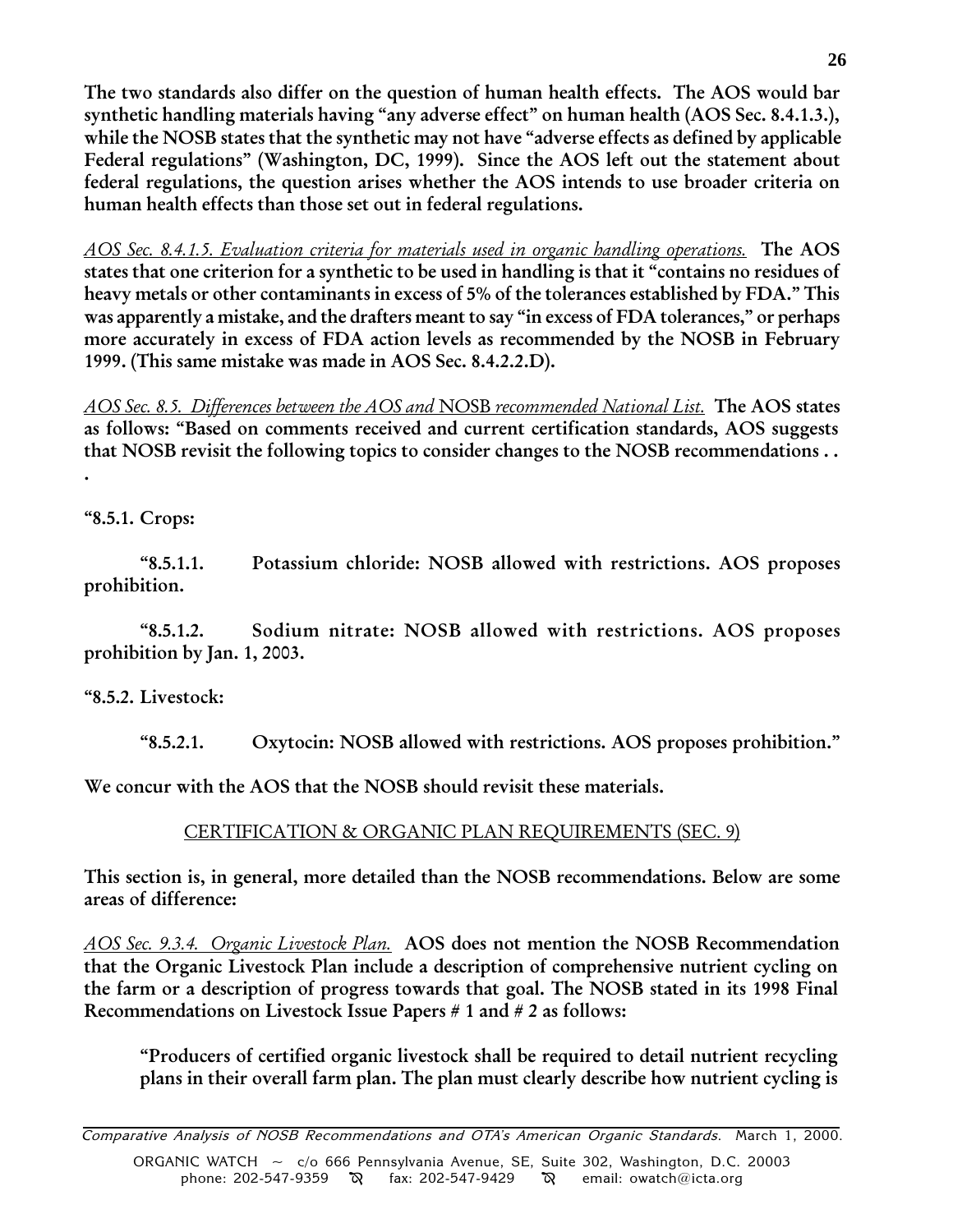**The two standards also differ on the question of human health effects. The AOS would bar synthetic handling materials having "any adverse effect" on human health (AOS Sec. 8.4.1.3.), while the NOSB states that the synthetic may not have "adverse effects as defined by applicable Federal regulations" (Washington, DC, 1999). Since the AOS left out the statement about federal regulations, the question arises whether the AOS intends to use broader criteria on human health effects than those set out in federal regulations.**

*AOS Sec. 8.4.1.5. Evaluation criteria for materials used in organic handling operations.* **The AOS states that one criterion for a synthetic to be used in handling is that it "contains no residues of heavy metals or other contaminants in excess of 5% of the tolerances established by FDA." This was apparently a mistake, and the drafters meant to say "in excess of FDA tolerances," or perhaps more accurately in excess of FDA action levels as recommended by the NOSB in February 1999. (This same mistake was made in AOS Sec. 8.4.2.2.D).**

*AOS Sec. 8.5. Differences between the AOS and NOSB recommended National List.* **The AOS states as follows: "Based on comments received and current certification standards, AOS suggests that NOSB revisit the following topics to consider changes to the NOSB recommendations . . .**

**"8.5.1. Crops:**

**"8.5.1.1. Potassium chloride: NOSB allowed with restrictions. AOS proposes prohibition.**

**"8.5.1.2. Sodium nitrate: NOSB allowed with restrictions. AOS proposes prohibition by Jan. 1, 2003.**

**"8.5.2. Livestock:**

**"8.5.2.1. Oxytocin: NOSB allowed with restrictions. AOS proposes prohibition."**

**We concur with the AOS that the NOSB should revisit these materials.**

## CERTIFICATION & ORGANIC PLAN REQUIREMENTS (SEC. 9)

**This section is, in general, more detailed than the NOSB recommendations. Below are some areas of difference:**

*AOS Sec. 9.3.4. Organic Livestock Plan.* **AOS does not mention the NOSB Recommendation that the Organic Livestock Plan include a description of comprehensive nutrient cycling on the farm or a description of progress towards that goal. The NOSB stated in its 1998 Final Recommendations on Livestock Issue Papers # 1 and # 2 as follows:**

> **"Producers of certified organic livestock shall be required to detail nutrient recycling plans in their overall farm plan. The plan must clearly describe how nutrient cycling is**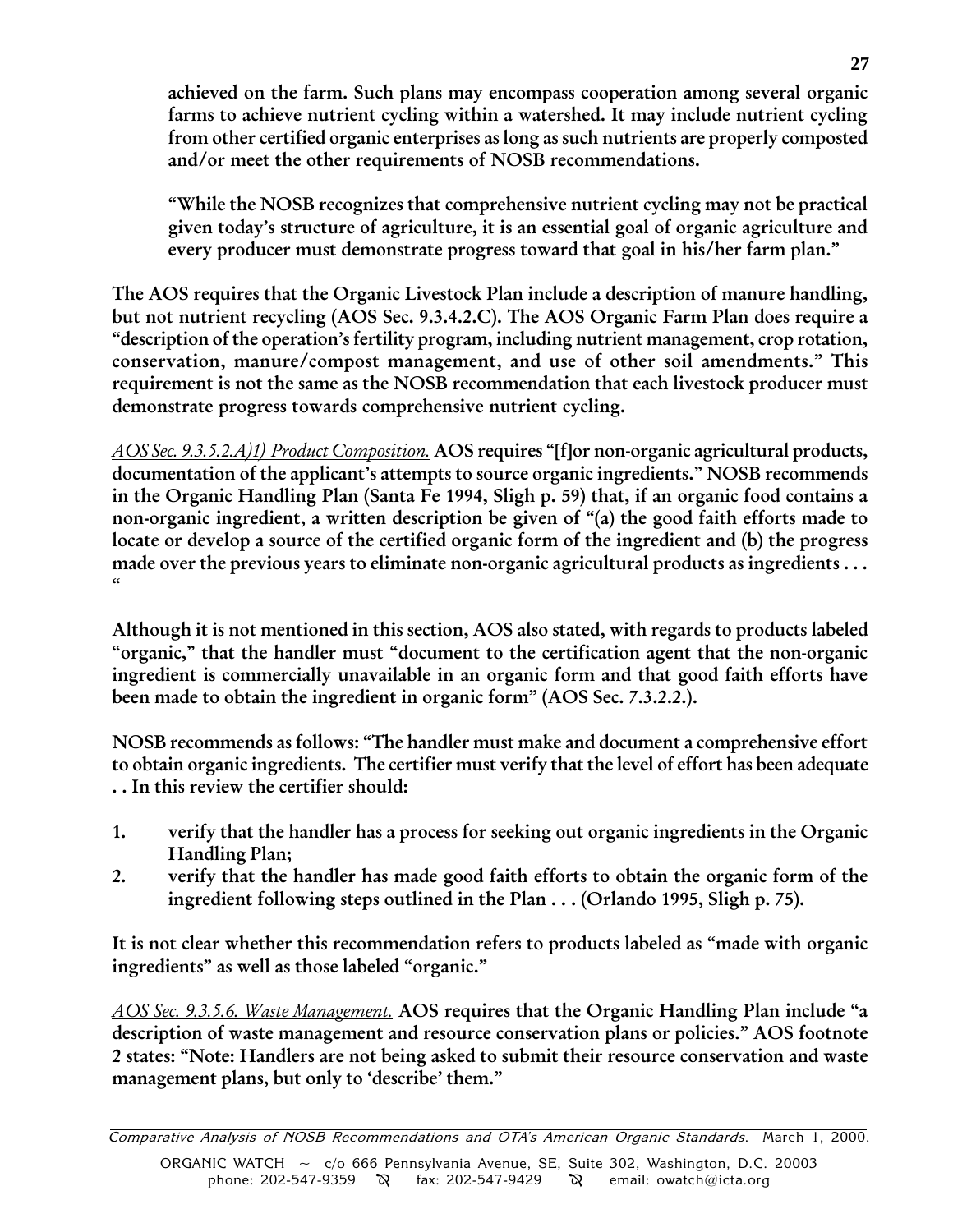**achieved on the farm. Such plans may encompass cooperation among several organic farms to achieve nutrient cycling within a watershed. It may include nutrient cycling from other certified organic enterprises as long as such nutrients are properly composted and/or meet the other requirements of NOSB recommendations.**

**"While the NOSB recognizes that comprehensive nutrient cycling may not be practical given today's structure of agriculture, it is an essential goal of organic agriculture and every producer must demonstrate progress toward that goal in his/her farm plan."**

**The AOS requires that the Organic Livestock Plan include a description of manure handling, but not nutrient recycling (AOS Sec. 9.3.4.2.C). The AOS Organic Farm Plan does require a "description of the operation's fertility program, including nutrient management, crop rotation, conservation, manure/compost management, and use of other soil amendments." This requirement is not the same as the NOSB recommendation that each livestock producer must demonstrate progress towards comprehensive nutrient cycling.**

*AOS Sec. 9.3.5.2.A)1) Product Composition.* **AOS requires "[f]or non-organic agricultural products, documentation of the applicant's attempts to source organic ingredients." NOSB recommends in the Organic Handling Plan (Santa Fe 1994, Sligh p. 59) that, if an organic food contains a non-organic ingredient, a written description be given of "(a) the good faith efforts made to locate or develop a source of the certified organic form of the ingredient and (b) the progress made over the previous years to eliminate non-organic agricultural products as ingredients . . . "**

**Although it is not mentioned in this section, AOS also stated, with regards to products labeled "organic," that the handler must "document to the certification agent that the non-organic ingredient is commercially unavailable in an organic form and that good faith efforts have been made to obtain the ingredient in organic form" (AOS Sec. 7.3.2.2.).**

**NOSB recommends as follows: "The handler must make and document a comprehensive effort to obtain organic ingredients. The certifier must verify that the level of effort has been adequate . . In this review the certifier should:**

1. **verify that the handler has a process for seeking out organic ingredients in the Organic Handling Plan;**
2. **verify that the handler has made good faith efforts to obtain the organic form of the ingredient following steps outlined in the Plan . . . (Orlando 1995, Sligh p. 75).**

**It is not clear whether this recommendation refers to products labeled as "made with organic ingredients" as well as those labeled "organic."**

*AOS Sec. 9.3.5.6. Waste Management.* **AOS requires that the Organic Handling Plan include "a description of waste management and resource conservation plans or policies." AOS footnote 2 states: "Note: Handlers are not being asked to submit their resource conservation and waste management plans, but only to 'describe' them."**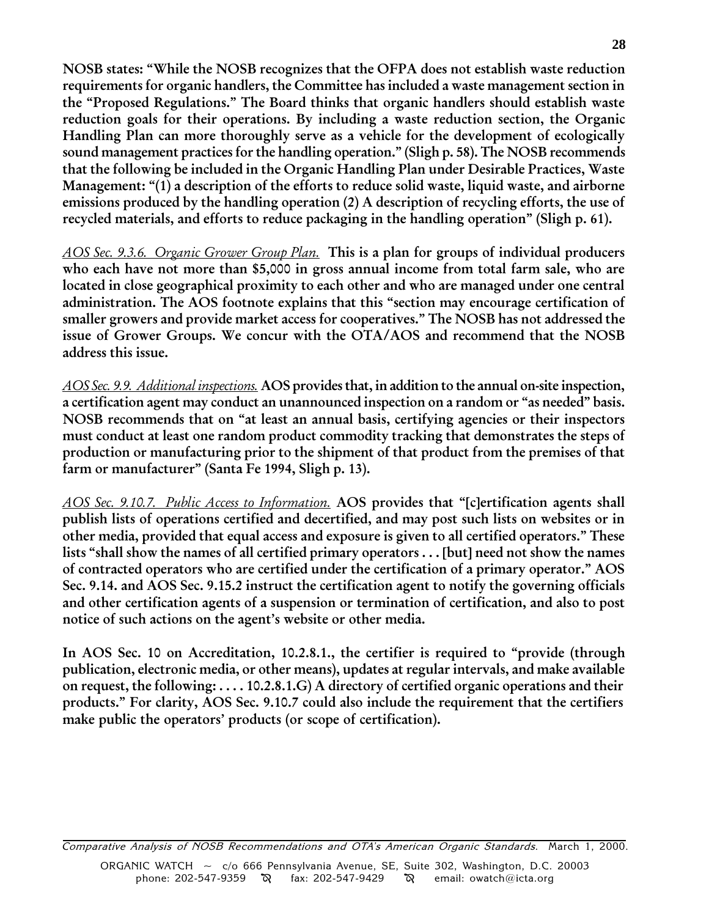**NOSB states: "While the NOSB recognizes that the OFPA does not establish waste reduction requirements for organic handlers, the Committee has included a waste management section in the "Proposed Regulations." The Board thinks that organic handlers should establish waste reduction goals for their operations. By including a waste reduction section, the Organic Handling Plan can more thoroughly serve as a vehicle for the development of ecologically sound management practices for the handling operation." (Sligh p. 58). The NOSB recommends that the following be included in the Organic Handling Plan under Desirable Practices, Waste Management: "(1) a description of the efforts to reduce solid waste, liquid waste, and airborne emissions produced by the handling operation (2) A description of recycling efforts, the use of recycled materials, and efforts to reduce packaging in the handling operation" (Sligh p. 61).**

*AOS Sec. 9.3.6. Organic Grower Group Plan.* **This is a plan for groups of individual producers who each have not more than $5,000 in gross annual income from total farm sale, who are located in close geographical proximity to each other and who are managed under one central administration. The AOS footnote explains that this "section may encourage certification of smaller growers and provide market access for cooperatives." The NOSB has not addressed the issue of Grower Groups. We concur with the OTA/AOS and recommend that the NOSB address this issue.**

*AOS Sec. 9.9. Additional inspections.* **AOS provides that, in addition to the annual on-site inspection, a certification agent may conduct an unannounced inspection on a random or "as needed" basis. NOSB recommends that on "at least an annual basis, certifying agencies or their inspectors must conduct at least one random product commodity tracking that demonstrates the steps of production or manufacturing prior to the shipment of that product from the premises of that farm or manufacturer" (Santa Fe 1994, Sligh p. 13).**

*AOS Sec. 9.10.7. Public Access to Information.* **AOS provides that "[c]ertification agents shall publish lists of operations certified and decertified, and may post such lists on websites or in other media, provided that equal access and exposure is given to all certified operators." These lists "shall show the names of all certified primary operators . . . [but] need not show the names of contracted operators who are certified under the certification of a primary operator." AOS Sec. 9.14. and AOS Sec. 9.15.2 instruct the certification agent to notify the governing officials and other certification agents of a suspension or termination of certification, and also to post notice of such actions on the agent's website or other media.**

**In AOS Sec. 10 on Accreditation, 10.2.8.1., the certifier is required to "provide (through publication, electronic media, or other means), updates at regular intervals, and make available on request, the following: . . . . 10.2.8.1.G) A directory of certified organic operations and their products." For clarity, AOS Sec. 9.10.7 could also include the requirement that the certifiers make public the operators' products (or scope of certification).**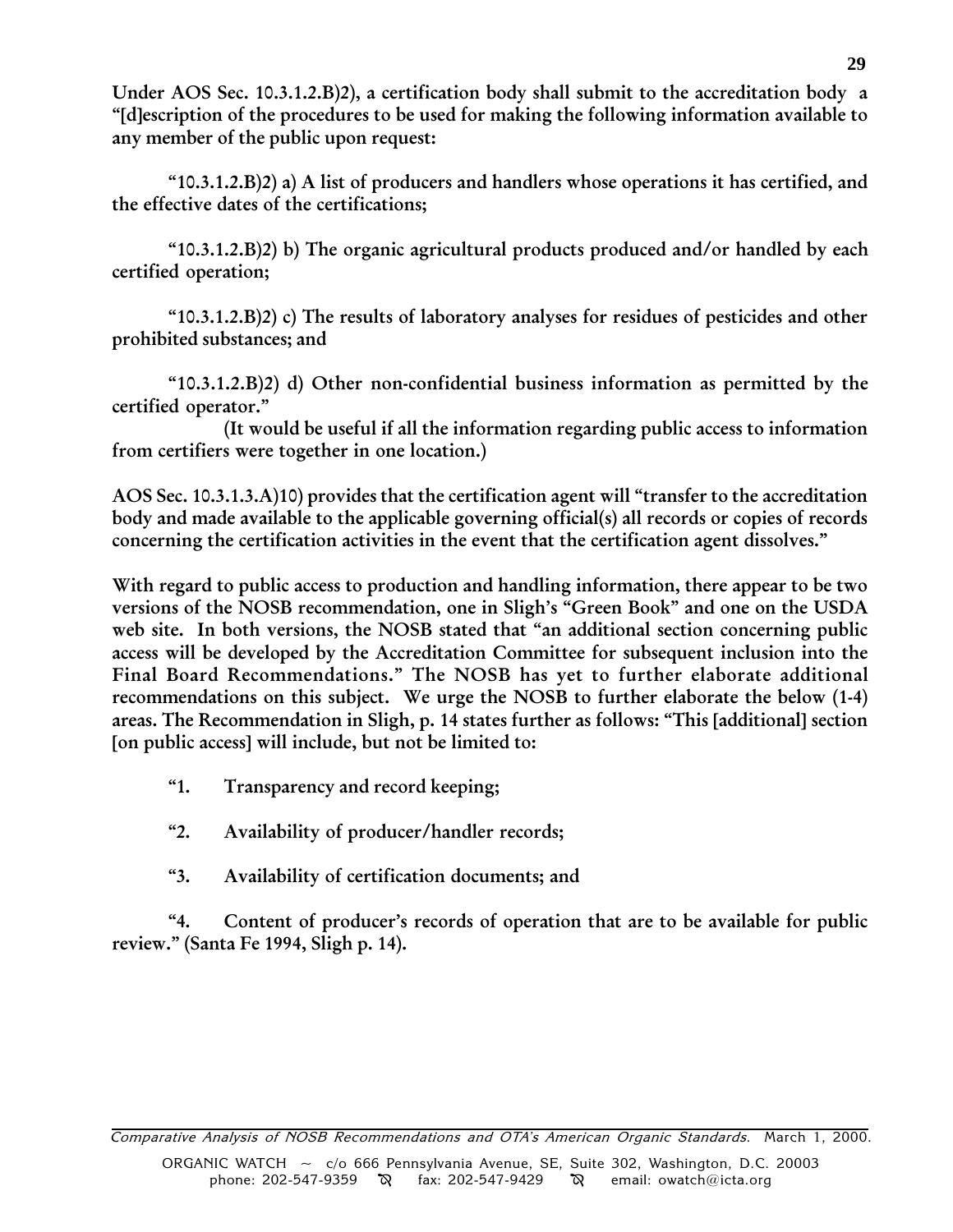**Under AOS Sec. 10.3.1.2.B)2), a certification body shall submit to the accreditation body a "[d]escription of the procedures to be used for making the following information available to any member of the public upon request:**

**"10.3.1.2.B)2) a) A list of producers and handlers whose operations it has certified, and the effective dates of the certifications;**

**"10.3.1.2.B)2) b) The organic agricultural products produced and/or handled by each certified operation;**

**"10.3.1.2.B)2) c) The results of laboratory analyses for residues of pesticides and other prohibited substances; and**

**"10.3.1.2.B)2) d) Other non-confidential business information as permitted by the certified operator."**

**(It would be useful if all the information regarding public access to information from certifiers were together in one location.)**

**AOS Sec. 10.3.1.3.A)10) provides that the certification agent will "transfer to the accreditation body and made available to the applicable governing official(s) all records or copies of records concerning the certification activities in the event that the certification agent dissolves."**

**With regard to public access to production and handling information, there appear to be two versions of the NOSB recommendation, one in Sligh's "Green Book" and one on the USDA web site. In both versions, the NOSB stated that "an additional section concerning public access will be developed by the Accreditation Committee for subsequent inclusion into the Final Board Recommendations." The NOSB has yet to further elaborate additional recommendations on this subject. We urge the NOSB to further elaborate the below (1-4) areas. The Recommendation in Sligh, p. 14 states further as follows: "This [additional] section [on public access] will include, but not be limited to:**

**"1. Transparency and record keeping;**

**"2. Availability of producer/handler records;**

**"3. Availability of certification documents; and**

**"4. Content of producer's records of operation that are to be available for public review." (Santa Fe 1994, Sligh p. 14).**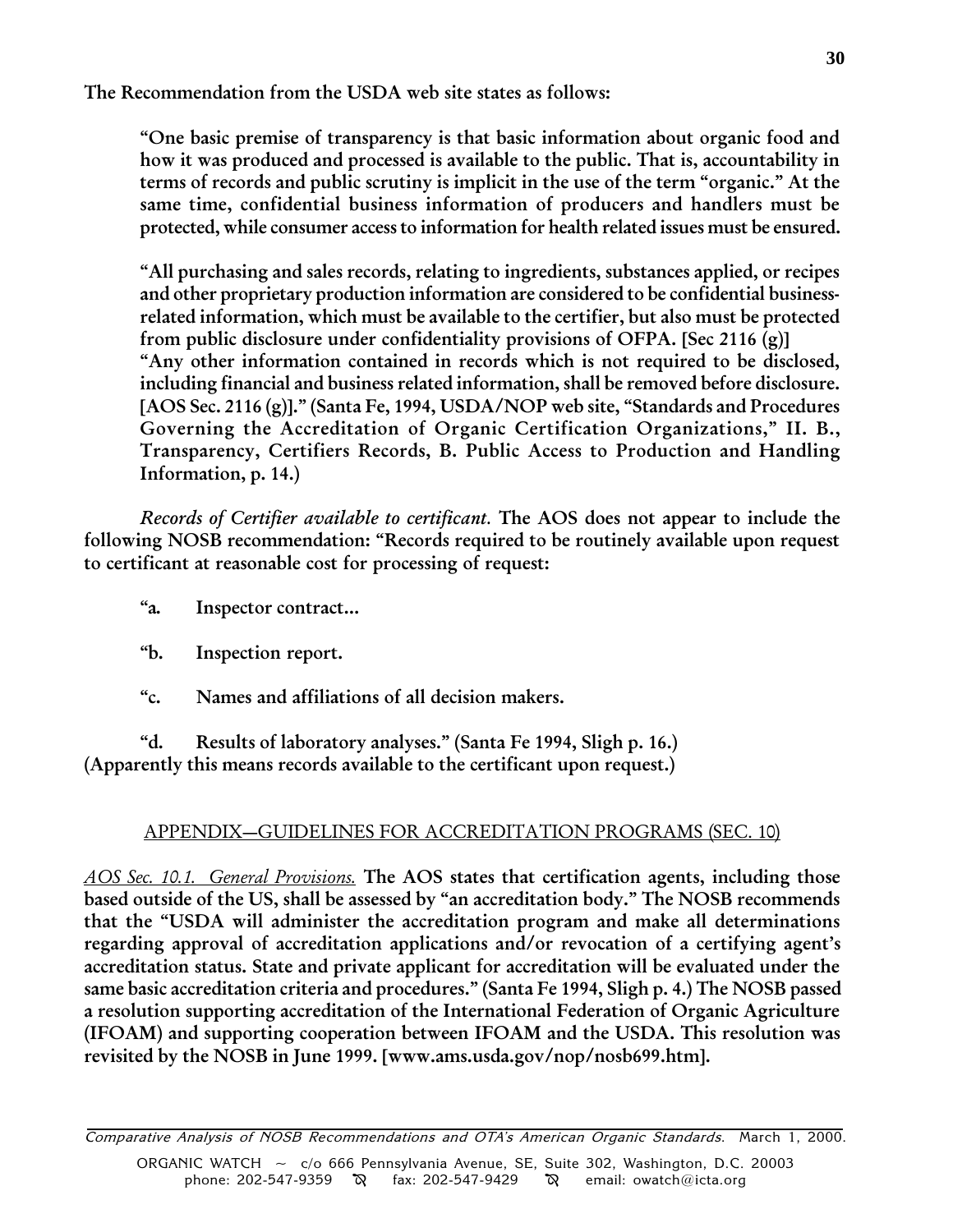**The Recommendation from the USDA web site states as follows:**

> **"One basic premise of transparency is that basic information about organic food and how it was produced and processed is available to the public. That is, accountability in terms of records and public scrutiny is implicit in the use of the term "organic." At the same time, confidential business information of producers and handlers must be protected, while consumer access to information for health related issues must be ensured.**
>
> **"All purchasing and sales records, relating to ingredients, substances applied, or recipes and other proprietary production information are considered to be confidential business-related information, which must be available to the certifier, but also must be protected from public disclosure under confidentiality provisions of OFPA. [Sec 2116 (g)]**
> **"Any other information contained in records which is not required to be disclosed, including financial and business related information, shall be removed before disclosure. [AOS Sec. 2116 (g)]." (Santa Fe, 1994, USDA/NOP web site, "Standards and Procedures Governing the Accreditation of Organic Certification Organizations," II. B., Transparency, Certifiers Records, B. Public Access to Production and Handling Information, p. 14.)**

*Records of Certifier available to certificant.* **The AOS does not appear to include the following NOSB recommendation: "Records required to be routinely available upon request to certificant at reasonable cost for processing of request:**

**"a. Inspector contract...**

**"b. Inspection report.**

**"c. Names and affiliations of all decision makers.**

**"d. Results of laboratory analyses." (Santa Fe 1994, Sligh p. 16.)**
**(Apparently this means records available to the certificant upon request.)**

## APPENDIX—GUIDELINES FOR ACCREDITATION PROGRAMS (SEC. 10)

*AOS Sec. 10.1. General Provisions.* **The AOS states that certification agents, including those based outside of the US, shall be assessed by "an accreditation body." The NOSB recommends that the "USDA will administer the accreditation program and make all determinations regarding approval of accreditation applications and/or revocation of a certifying agent's accreditation status. State and private applicant for accreditation will be evaluated under the same basic accreditation criteria and procedures." (Santa Fe 1994, Sligh p. 4.) The NOSB passed a resolution supporting accreditation of the International Federation of Organic Agriculture (IFOAM) and supporting cooperation between IFOAM and the USDA. This resolution was revisited by the NOSB in June 1999. [www.ams.usda.gov/nop/nosb699.htm].**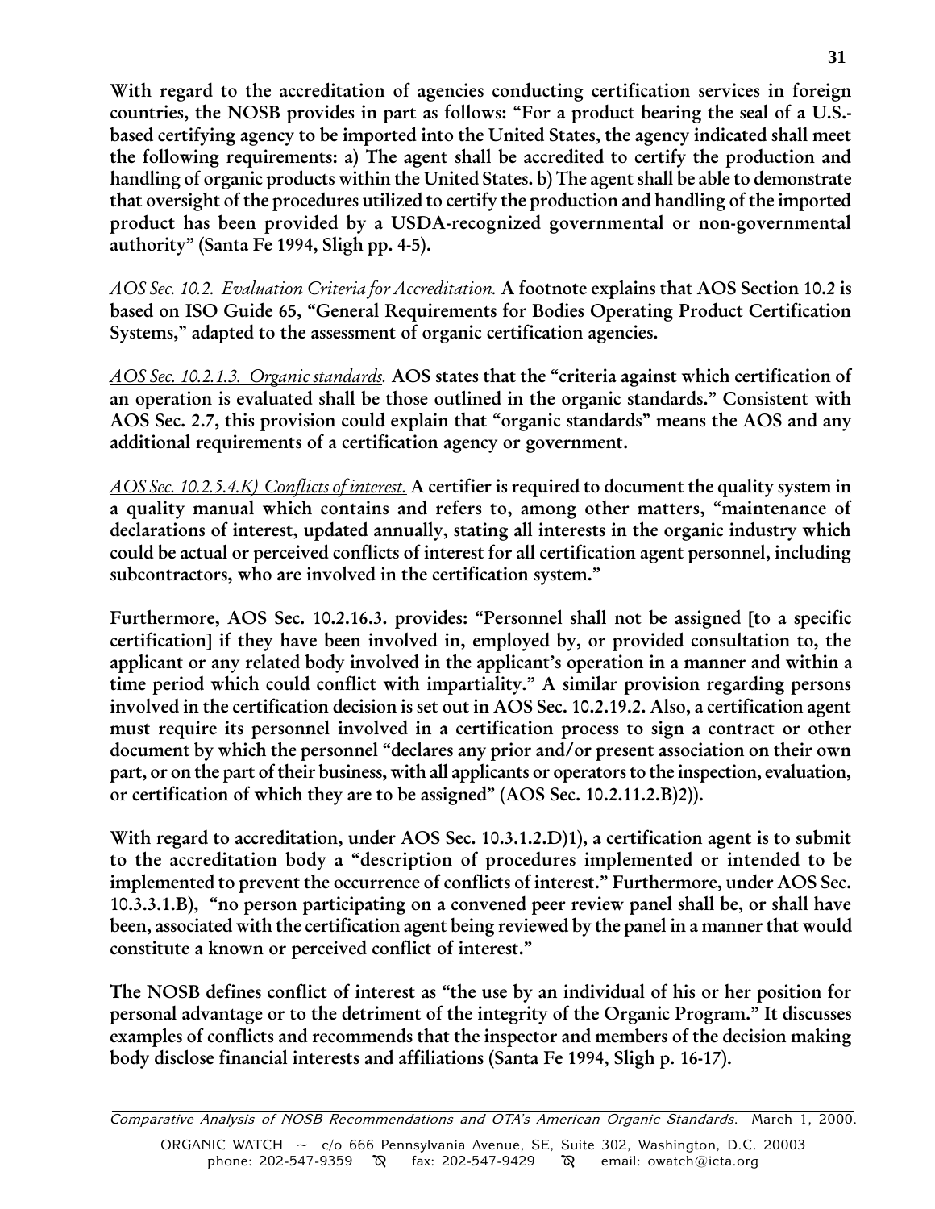**With regard to the accreditation of agencies conducting certification services in foreign countries, the NOSB provides in part as follows: "For a product bearing the seal of a U.S.-based certifying agency to be imported into the United States, the agency indicated shall meet the following requirements: a) The agent shall be accredited to certify the production and handling of organic products within the United States. b) The agent shall be able to demonstrate that oversight of the procedures utilized to certify the production and handling of the imported product has been provided by a USDA-recognized governmental or non-governmental authority" (Santa Fe 1994, Sligh pp. 4-5).**

*AOS Sec. 10.2. Evaluation Criteria for Accreditation.* **A footnote explains that AOS Section 10.2 is based on ISO Guide 65, "General Requirements for Bodies Operating Product Certification Systems," adapted to the assessment of organic certification agencies.**

*AOS Sec. 10.2.1.3. Organic standards.* **AOS states that the "criteria against which certification of an operation is evaluated shall be those outlined in the organic standards." Consistent with AOS Sec. 2.7, this provision could explain that "organic standards" means the AOS and any additional requirements of a certification agency or government.**

*AOS Sec. 10.2.5.4.K) Conflicts of interest.* **A certifier is required to document the quality system in a quality manual which contains and refers to, among other matters, "maintenance of declarations of interest, updated annually, stating all interests in the organic industry which could be actual or perceived conflicts of interest for all certification agent personnel, including subcontractors, who are involved in the certification system."**

**Furthermore, AOS Sec. 10.2.16.3. provides: "Personnel shall not be assigned [to a specific certification] if they have been involved in, employed by, or provided consultation to, the applicant or any related body involved in the applicant's operation in a manner and within a time period which could conflict with impartiality." A similar provision regarding persons involved in the certification decision is set out in AOS Sec. 10.2.19.2. Also, a certification agent must require its personnel involved in a certification process to sign a contract or other document by which the personnel "declares any prior and/or present association on their own part, or on the part of their business, with all applicants or operators to the inspection, evaluation, or certification of which they are to be assigned" (AOS Sec. 10.2.11.2.B)2)).**

**With regard to accreditation, under AOS Sec. 10.3.1.2.D)1), a certification agent is to submit to the accreditation body a "description of procedures implemented or intended to be implemented to prevent the occurrence of conflicts of interest." Furthermore, under AOS Sec. 10.3.3.1.B), "no person participating on a convened peer review panel shall be, or shall have been, associated with the certification agent being reviewed by the panel in a manner that would constitute a known or perceived conflict of interest."**

**The NOSB defines conflict of interest as "the use by an individual of his or her position for personal advantage or to the detriment of the integrity of the Organic Program." It discusses examples of conflicts and recommends that the inspector and members of the decision making body disclose financial interests and affiliations (Santa Fe 1994, Sligh p. 16-17).**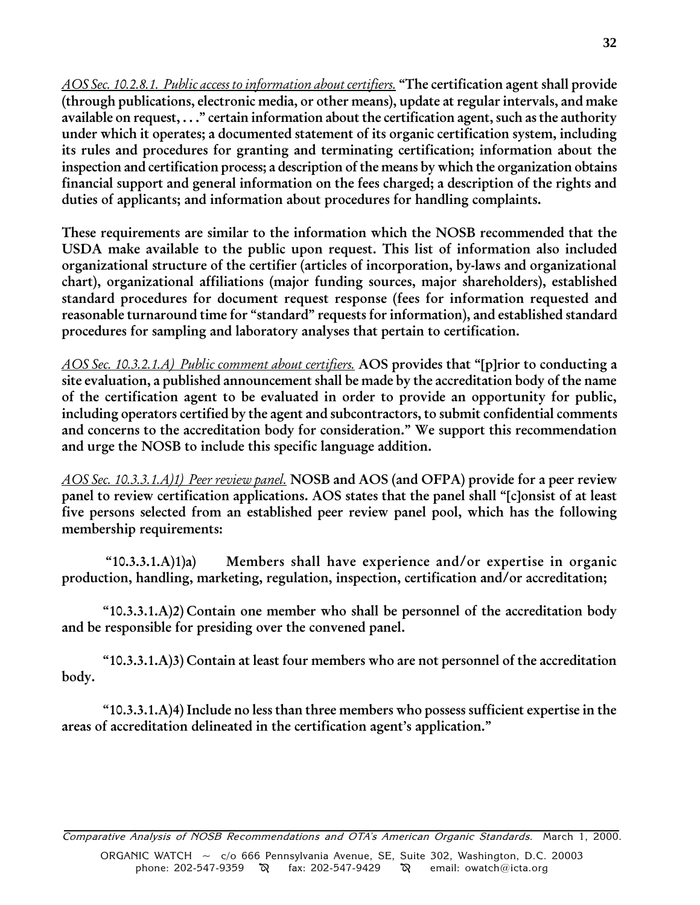*AOS Sec. 10.2.8.1. Public access to information about certifiers.* **"The certification agent shall provide (through publications, electronic media, or other means), update at regular intervals, and make available on request, . . ." certain information about the certification agent, such as the authority under which it operates; a documented statement of its organic certification system, including its rules and procedures for granting and terminating certification; information about the inspection and certification process; a description of the means by which the organization obtains financial support and general information on the fees charged; a description of the rights and duties of applicants; and information about procedures for handling complaints.**

**These requirements are similar to the information which the NOSB recommended that the USDA make available to the public upon request. This list of information also included organizational structure of the certifier (articles of incorporation, by-laws and organizational chart), organizational affiliations (major funding sources, major shareholders), established standard procedures for document request response (fees for information requested and reasonable turnaround time for "standard" requests for information), and established standard procedures for sampling and laboratory analyses that pertain to certification.**

*AOS Sec. 10.3.2.1.A) Public comment about certifiers.* **AOS provides that "[p]rior to conducting a site evaluation, a published announcement shall be made by the accreditation body of the name of the certification agent to be evaluated in order to provide an opportunity for public, including operators certified by the agent and subcontractors, to submit confidential comments and concerns to the accreditation body for consideration." We support this recommendation and urge the NOSB to include this specific language addition.**

*AOS Sec. 10.3.3.1.A)1) Peer review panel.* **NOSB and AOS (and OFPA) provide for a peer review panel to review certification applications. AOS states that the panel shall "[c]onsist of at least five persons selected from an established peer review panel pool, which has the following membership requirements:**

**"10.3.3.1.A)1)a) Members shall have experience and/or expertise in organic production, handling, marketing, regulation, inspection, certification and/or accreditation;**

**"10.3.3.1.A)2) Contain one member who shall be personnel of the accreditation body and be responsible for presiding over the convened panel.**

**"10.3.3.1.A)3) Contain at least four members who are not personnel of the accreditation body.**

**"10.3.3.1.A)4) Include no less than three members who possess sufficient expertise in the areas of accreditation delineated in the certification agent's application."**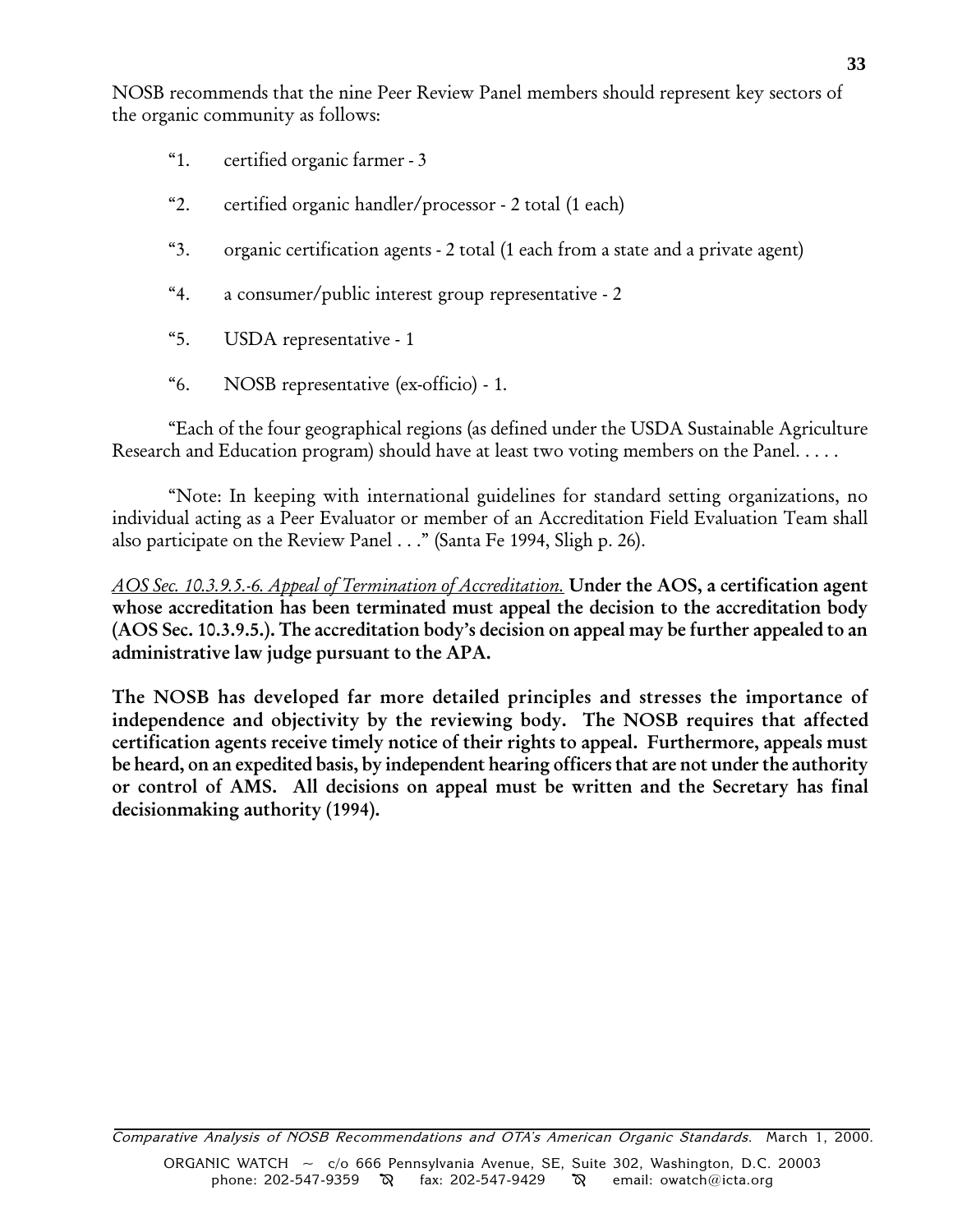NOSB recommends that the nine Peer Review Panel members should represent key sectors of the organic community as follows:

"1. certified organic farmer - 3

"2. certified organic handler/processor - 2 total (1 each)

"3. organic certification agents - 2 total (1 each from a state and a private agent)

"4. a consumer/public interest group representative - 2

"5. USDA representative - 1

"6. NOSB representative (ex-officio) - 1.

"Each of the four geographical regions (as defined under the USDA Sustainable Agriculture Research and Education program) should have at least two voting members on the Panel. . . . .

"Note: In keeping with international guidelines for standard setting organizations, no individual acting as a Peer Evaluator or member of an Accreditation Field Evaluation Team shall also participate on the Review Panel . . ." (Santa Fe 1994, Sligh p. 26).

*AOS Sec. 10.3.9.5.-6. Appeal of Termination of Accreditation.* **Under the AOS, a certification agent whose accreditation has been terminated must appeal the decision to the accreditation body (AOS Sec. 10.3.9.5.). The accreditation body's decision on appeal may be further appealed to an administrative law judge pursuant to the APA.**

**The NOSB has developed far more detailed principles and stresses the importance of independence and objectivity by the reviewing body. The NOSB requires that affected certification agents receive timely notice of their rights to appeal. Furthermore, appeals must be heard, on an expedited basis, by independent hearing officers that are not under the authority or control of AMS. All decisions on appeal must be written and the Secretary has final decisionmaking authority (1994).**